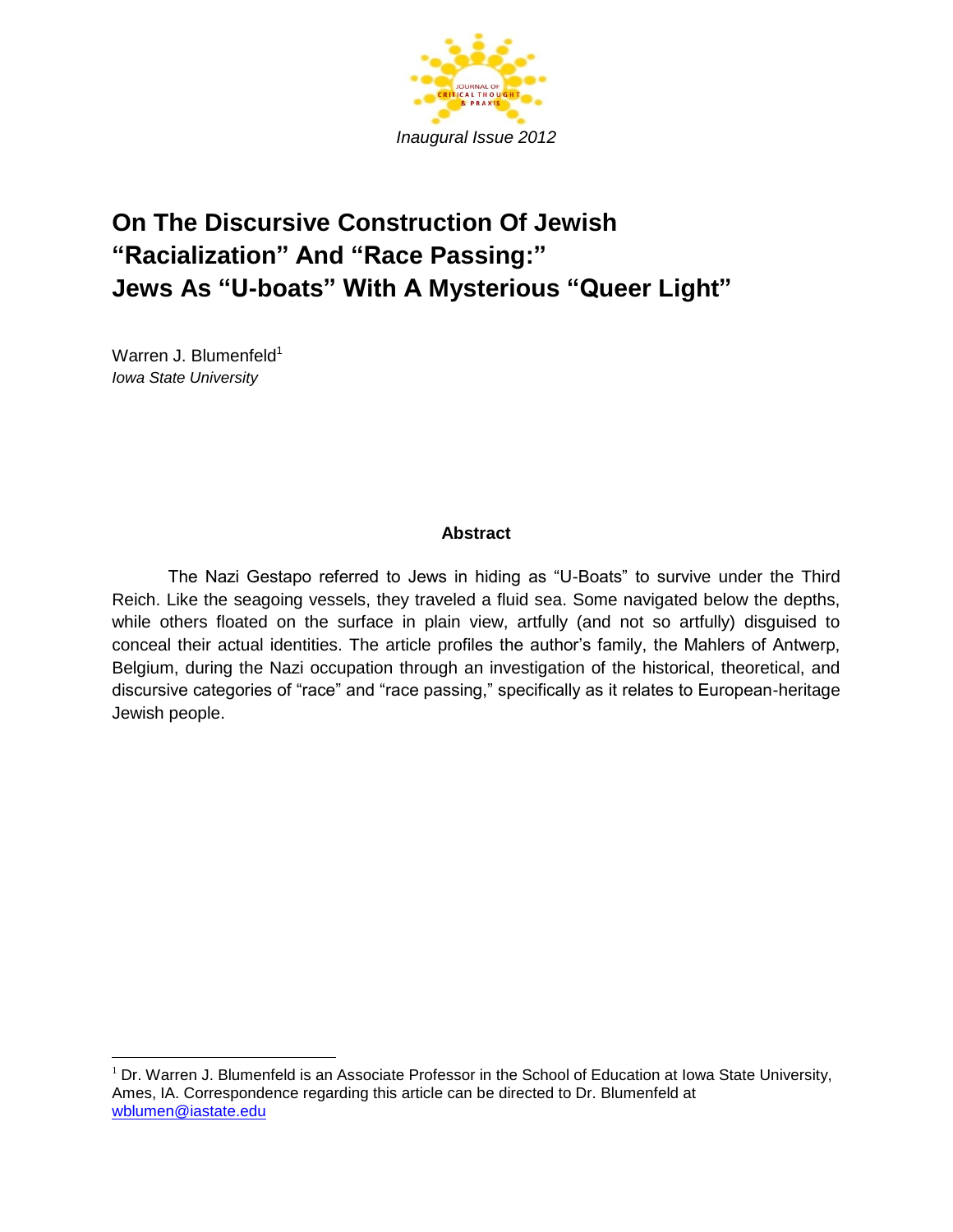Inaugural Issue 2012

# On The Discursive Construction Of Jewish "Racialization" And "Race Passing:" Jews As "U-boats" With A Mysterious "Queer Light"

Warren J. Blumenfeld[1]
*Iowa State University*

## Abstract

The Nazi Gestapo referred to Jews in hiding as "U-Boats" to survive under the Third Reich. Like the seagoing vessels, they traveled a fluid sea. Some navigated below the depths, while others floated on the surface in plain view, artfully (and not so artfully) disguised to conceal their actual identities. The article profiles the author's family, the Mahlers of Antwerp, Belgium, during the Nazi occupation through an investigation of the historical, theoretical, and discursive categories of "race" and "race passing," specifically as it relates to European-heritage Jewish people.

---

[1] Dr. Warren J. Blumenfeld is an Associate Professor in the School of Education at Iowa State University, Ames, IA. Correspondence regarding this article can be directed to Dr. Blumenfeld at wblumen@iastate.edu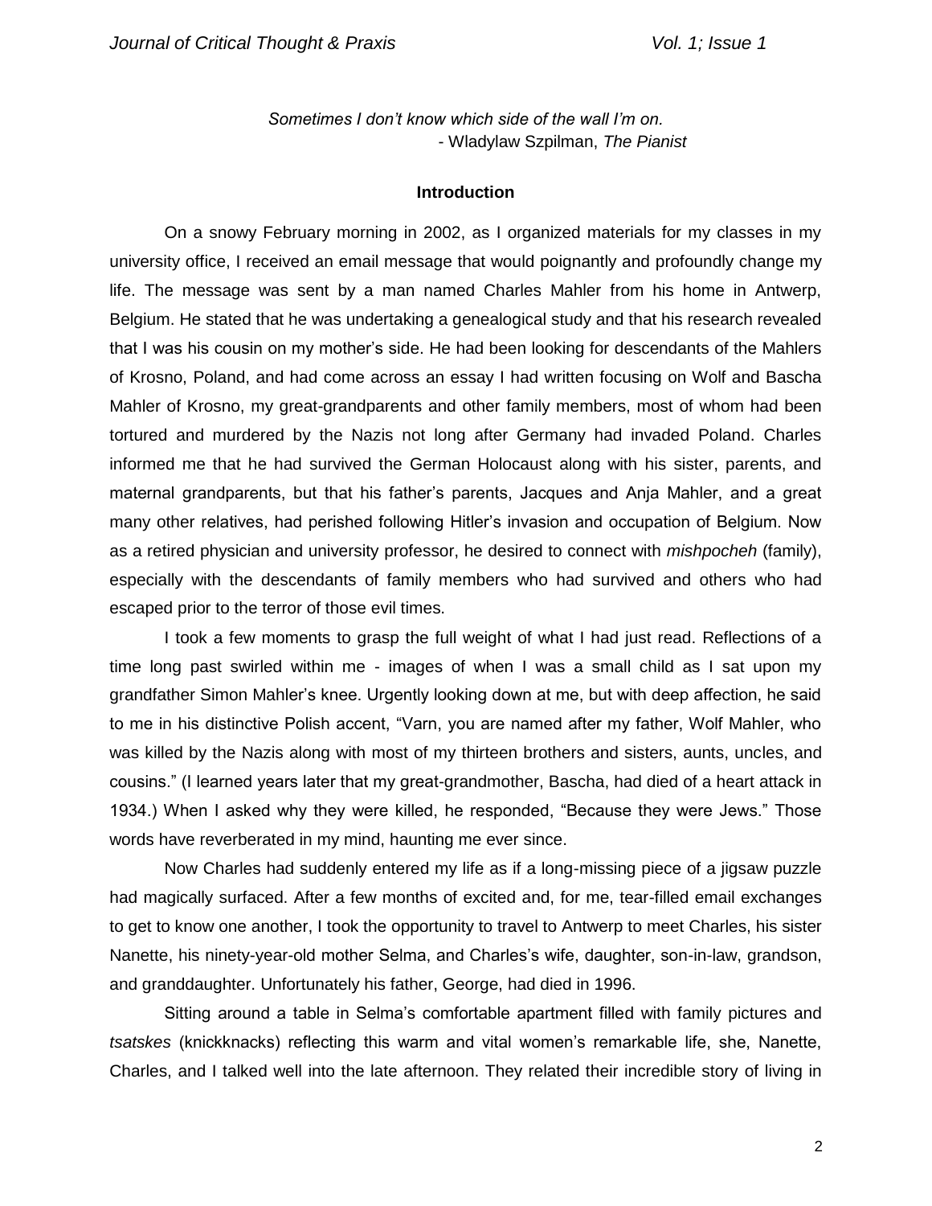*Sometimes I don't know which side of the wall I'm on.*
- Wladylaw Szpilman, *The Pianist*

## Introduction

On a snowy February morning in 2002, as I organized materials for my classes in my university office, I received an email message that would poignantly and profoundly change my life. The message was sent by a man named Charles Mahler from his home in Antwerp, Belgium. He stated that he was undertaking a genealogical study and that his research revealed that I was his cousin on my mother's side. He had been looking for descendants of the Mahlers of Krosno, Poland, and had come across an essay I had written focusing on Wolf and Bascha Mahler of Krosno, my great-grandparents and other family members, most of whom had been tortured and murdered by the Nazis not long after Germany had invaded Poland. Charles informed me that he had survived the German Holocaust along with his sister, parents, and maternal grandparents, but that his father's parents, Jacques and Anja Mahler, and a great many other relatives, had perished following Hitler's invasion and occupation of Belgium. Now as a retired physician and university professor, he desired to connect with *mishpocheh* (family), especially with the descendants of family members who had survived and others who had escaped prior to the terror of those evil times.

I took a few moments to grasp the full weight of what I had just read. Reflections of a time long past swirled within me - images of when I was a small child as I sat upon my grandfather Simon Mahler's knee. Urgently looking down at me, but with deep affection, he said to me in his distinctive Polish accent, "Varn, you are named after my father, Wolf Mahler, who was killed by the Nazis along with most of my thirteen brothers and sisters, aunts, uncles, and cousins." (I learned years later that my great-grandmother, Bascha, had died of a heart attack in 1934.) When I asked why they were killed, he responded, "Because they were Jews." Those words have reverberated in my mind, haunting me ever since.

Now Charles had suddenly entered my life as if a long-missing piece of a jigsaw puzzle had magically surfaced. After a few months of excited and, for me, tear-filled email exchanges to get to know one another, I took the opportunity to travel to Antwerp to meet Charles, his sister Nanette, his ninety-year-old mother Selma, and Charles's wife, daughter, son-in-law, grandson, and granddaughter. Unfortunately his father, George, had died in 1996.

Sitting around a table in Selma's comfortable apartment filled with family pictures and *tsatskes* (knickknacks) reflecting this warm and vital women's remarkable life, she, Nanette, Charles, and I talked well into the late afternoon. They related their incredible story of living in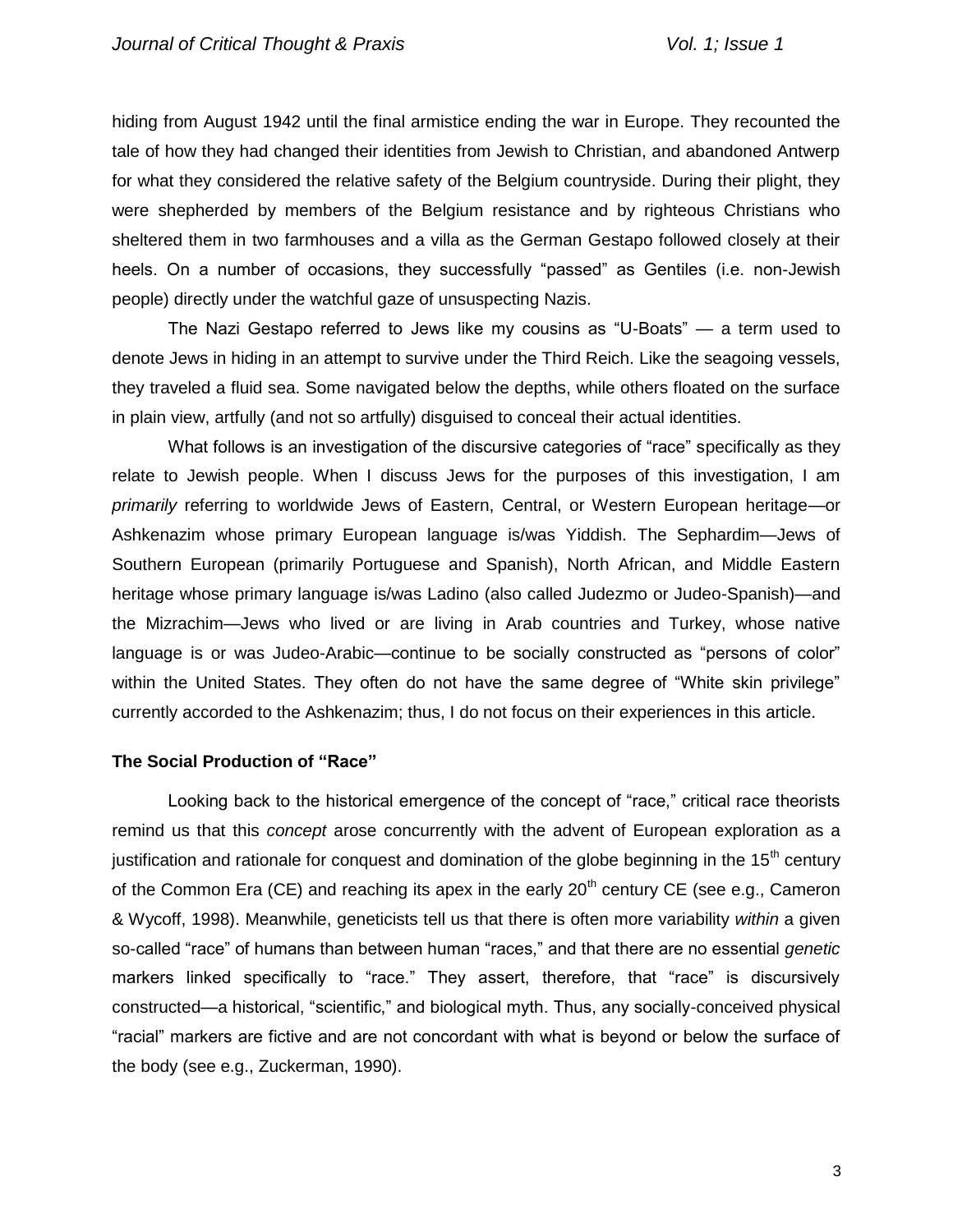hiding from August 1942 until the final armistice ending the war in Europe. They recounted the tale of how they had changed their identities from Jewish to Christian, and abandoned Antwerp for what they considered the relative safety of the Belgium countryside. During their plight, they were shepherded by members of the Belgium resistance and by righteous Christians who sheltered them in two farmhouses and a villa as the German Gestapo followed closely at their heels. On a number of occasions, they successfully "passed" as Gentiles (i.e. non-Jewish people) directly under the watchful gaze of unsuspecting Nazis.

The Nazi Gestapo referred to Jews like my cousins as "U-Boats" — a term used to denote Jews in hiding in an attempt to survive under the Third Reich. Like the seagoing vessels, they traveled a fluid sea. Some navigated below the depths, while others floated on the surface in plain view, artfully (and not so artfully) disguised to conceal their actual identities.

What follows is an investigation of the discursive categories of "race" specifically as they relate to Jewish people. When I discuss Jews for the purposes of this investigation, I am *primarily* referring to worldwide Jews of Eastern, Central, or Western European heritage—or Ashkenazim whose primary European language is/was Yiddish. The Sephardim—Jews of Southern European (primarily Portuguese and Spanish), North African, and Middle Eastern heritage whose primary language is/was Ladino (also called Judezmo or Judeo-Spanish)—and the Mizrachim—Jews who lived or are living in Arab countries and Turkey, whose native language is or was Judeo-Arabic—continue to be socially constructed as "persons of color" within the United States. They often do not have the same degree of "White skin privilege" currently accorded to the Ashkenazim; thus, I do not focus on their experiences in this article.

### The Social Production of "Race"

Looking back to the historical emergence of the concept of "race," critical race theorists remind us that this *concept* arose concurrently with the advent of European exploration as a justification and rationale for conquest and domination of the globe beginning in the 15th century of the Common Era (CE) and reaching its apex in the early 20th century CE (see e.g., Cameron & Wycoff, 1998). Meanwhile, geneticists tell us that there is often more variability *within* a given so-called "race" of humans than between human "races," and that there are no essential *genetic* markers linked specifically to "race." They assert, therefore, that "race" is discursively constructed—a historical, "scientific," and biological myth. Thus, any socially-conceived physical "racial" markers are fictive and are not concordant with what is beyond or below the surface of the body (see e.g., Zuckerman, 1990).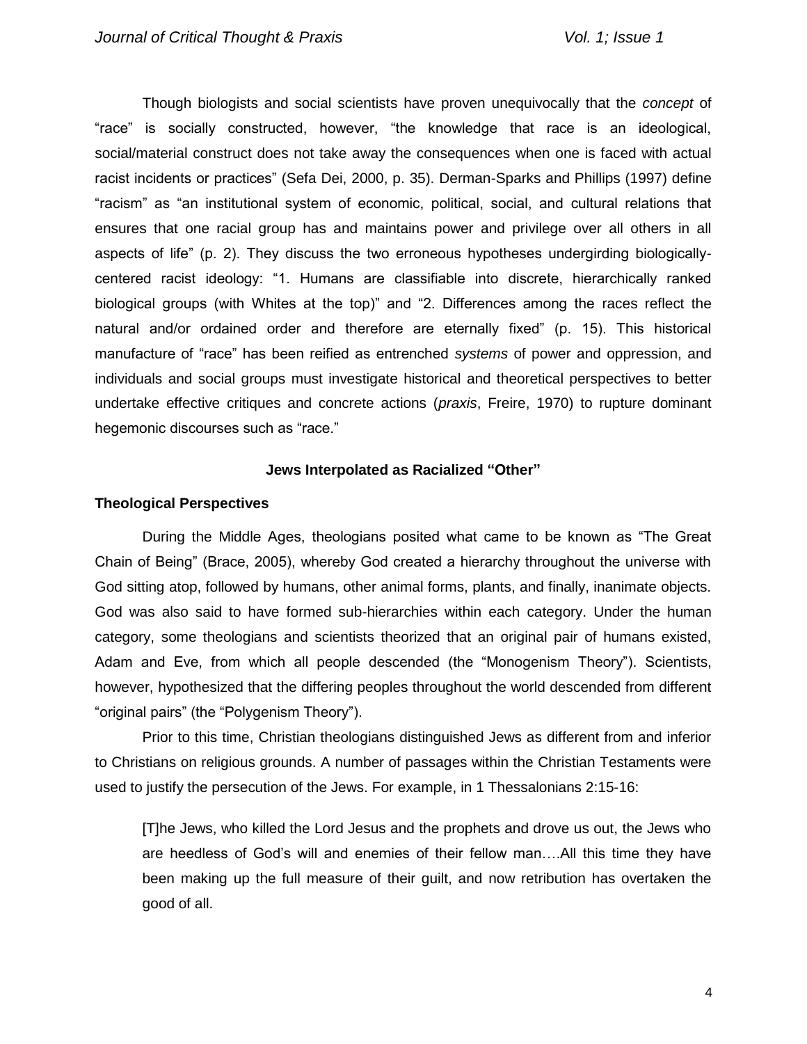Though biologists and social scientists have proven unequivocally that the *concept* of "race" is socially constructed, however, "the knowledge that race is an ideological, social/material construct does not take away the consequences when one is faced with actual racist incidents or practices" (Sefa Dei, 2000, p. 35). Derman-Sparks and Phillips (1997) define "racism" as "an institutional system of economic, political, social, and cultural relations that ensures that one racial group has and maintains power and privilege over all others in all aspects of life" (p. 2). They discuss the two erroneous hypotheses undergirding biologically-centered racist ideology: "1. Humans are classifiable into discrete, hierarchically ranked biological groups (with Whites at the top)" and "2. Differences among the races reflect the natural and/or ordained order and therefore are eternally fixed" (p. 15). This historical manufacture of "race" has been reified as entrenched *systems* of power and oppression, and individuals and social groups must investigate historical and theoretical perspectives to better undertake effective critiques and concrete actions (*praxis*, Freire, 1970) to rupture dominant hegemonic discourses such as "race."

## Jews Interpolated as Racialized "Other"

### Theological Perspectives

During the Middle Ages, theologians posited what came to be known as "The Great Chain of Being" (Brace, 2005), whereby God created a hierarchy throughout the universe with God sitting atop, followed by humans, other animal forms, plants, and finally, inanimate objects. God was also said to have formed sub-hierarchies within each category. Under the human category, some theologians and scientists theorized that an original pair of humans existed, Adam and Eve, from which all people descended (the "Monogenism Theory"). Scientists, however, hypothesized that the differing peoples throughout the world descended from different "original pairs" (the "Polygenism Theory").

Prior to this time, Christian theologians distinguished Jews as different from and inferior to Christians on religious grounds. A number of passages within the Christian Testaments were used to justify the persecution of the Jews. For example, in 1 Thessalonians 2:15-16:

> [T]he Jews, who killed the Lord Jesus and the prophets and drove us out, the Jews who are heedless of God's will and enemies of their fellow man….All this time they have been making up the full measure of their guilt, and now retribution has overtaken the good of all.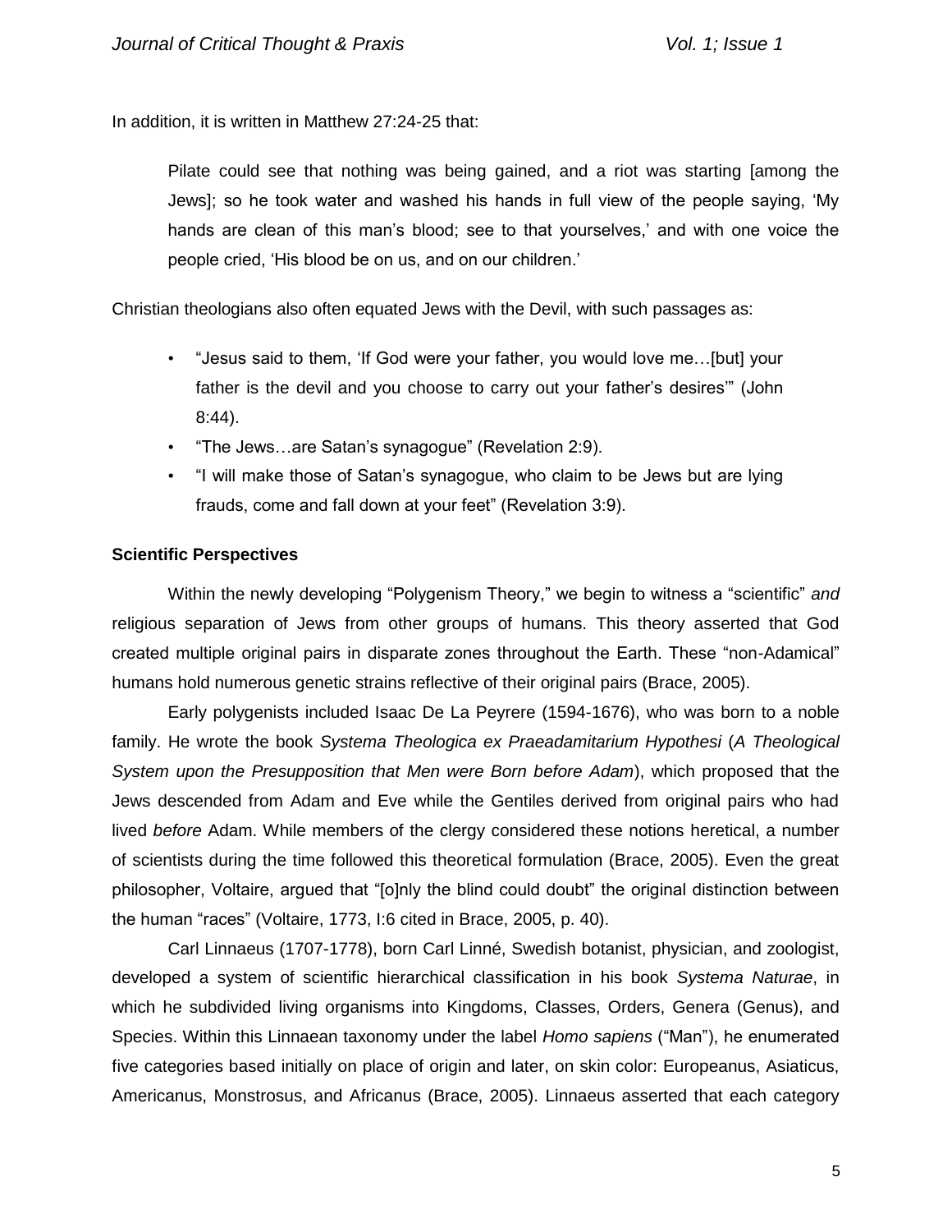In addition, it is written in Matthew 27:24-25 that:

> Pilate could see that nothing was being gained, and a riot was starting [among the Jews]; so he took water and washed his hands in full view of the people saying, 'My hands are clean of this man's blood; see to that yourselves,' and with one voice the people cried, 'His blood be on us, and on our children.'

Christian theologians also often equated Jews with the Devil, with such passages as:

- "Jesus said to them, 'If God were your father, you would love me…[but] your father is the devil and you choose to carry out your father's desires'" (John 8:44).
- "The Jews…are Satan's synagogue" (Revelation 2:9).
- "I will make those of Satan's synagogue, who claim to be Jews but are lying frauds, come and fall down at your feet" (Revelation 3:9).

**Scientific Perspectives**

Within the newly developing "Polygenism Theory," we begin to witness a "scientific" *and* religious separation of Jews from other groups of humans. This theory asserted that God created multiple original pairs in disparate zones throughout the Earth. These "non-Adamical" humans hold numerous genetic strains reflective of their original pairs (Brace, 2005).

Early polygenists included Isaac De La Peyrere (1594-1676), who was born to a noble family. He wrote the book *Systema Theologica ex Praeadamitarium Hypothesi* (*A Theological System upon the Presupposition that Men were Born before Adam*), which proposed that the Jews descended from Adam and Eve while the Gentiles derived from original pairs who had lived *before* Adam. While members of the clergy considered these notions heretical, a number of scientists during the time followed this theoretical formulation (Brace, 2005). Even the great philosopher, Voltaire, argued that "[o]nly the blind could doubt" the original distinction between the human "races" (Voltaire, 1773, I:6 cited in Brace, 2005, p. 40).

Carl Linnaeus (1707-1778), born Carl Linné, Swedish botanist, physician, and zoologist, developed a system of scientific hierarchical classification in his book *Systema Naturae*, in which he subdivided living organisms into Kingdoms, Classes, Orders, Genera (Genus), and Species. Within this Linnaean taxonomy under the label *Homo sapiens* ("Man"), he enumerated five categories based initially on place of origin and later, on skin color: Europeanus, Asiaticus, Americanus, Monstrosus, and Africanus (Brace, 2005). Linnaeus asserted that each category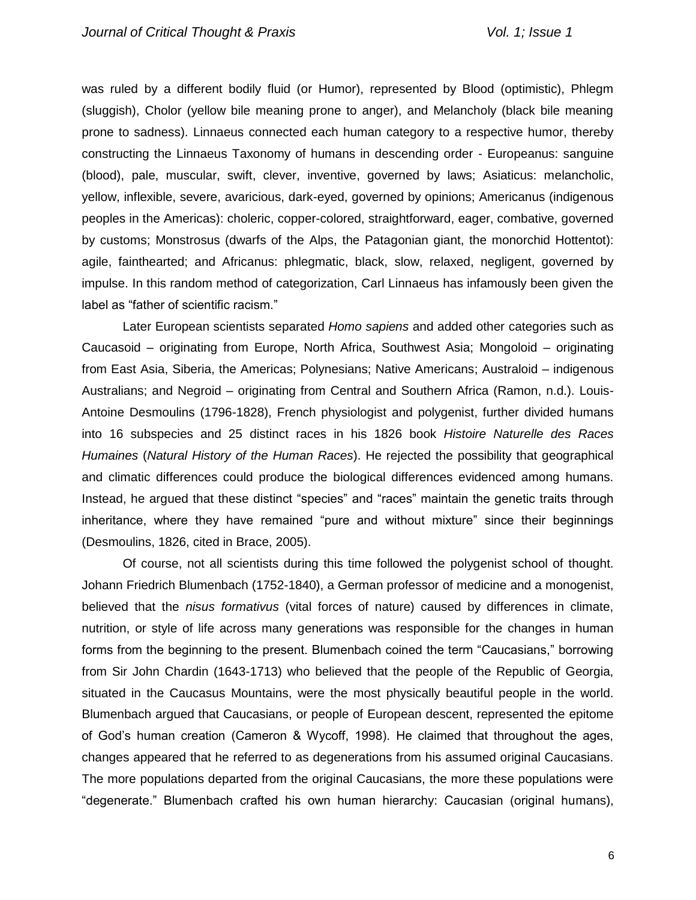was ruled by a different bodily fluid (or Humor), represented by Blood (optimistic), Phlegm (sluggish), Cholor (yellow bile meaning prone to anger), and Melancholy (black bile meaning prone to sadness). Linnaeus connected each human category to a respective humor, thereby constructing the Linnaeus Taxonomy of humans in descending order - Europeanus: sanguine (blood), pale, muscular, swift, clever, inventive, governed by laws; Asiaticus: melancholic, yellow, inflexible, severe, avaricious, dark-eyed, governed by opinions; Americanus (indigenous peoples in the Americas): choleric, copper-colored, straightforward, eager, combative, governed by customs; Monstrosus (dwarfs of the Alps, the Patagonian giant, the monorchid Hottentot): agile, fainthearted; and Africanus: phlegmatic, black, slow, relaxed, negligent, governed by impulse. In this random method of categorization, Carl Linnaeus has infamously been given the label as "father of scientific racism."

Later European scientists separated *Homo sapiens* and added other categories such as Caucasoid – originating from Europe, North Africa, Southwest Asia; Mongoloid – originating from East Asia, Siberia, the Americas; Polynesians; Native Americans; Australoid – indigenous Australians; and Negroid – originating from Central and Southern Africa (Ramon, n.d.). Louis-Antoine Desmoulins (1796-1828), French physiologist and polygenist, further divided humans into 16 subspecies and 25 distinct races in his 1826 book *Histoire Naturelle des Races Humaines* (*Natural History of the Human Races*). He rejected the possibility that geographical and climatic differences could produce the biological differences evidenced among humans. Instead, he argued that these distinct "species" and "races" maintain the genetic traits through inheritance, where they have remained "pure and without mixture" since their beginnings (Desmoulins, 1826, cited in Brace, 2005).

Of course, not all scientists during this time followed the polygenist school of thought. Johann Friedrich Blumenbach (1752-1840), a German professor of medicine and a monogenist, believed that the *nisus formativus* (vital forces of nature) caused by differences in climate, nutrition, or style of life across many generations was responsible for the changes in human forms from the beginning to the present. Blumenbach coined the term "Caucasians," borrowing from Sir John Chardin (1643-1713) who believed that the people of the Republic of Georgia, situated in the Caucasus Mountains, were the most physically beautiful people in the world. Blumenbach argued that Caucasians, or people of European descent, represented the epitome of God's human creation (Cameron & Wycoff, 1998). He claimed that throughout the ages, changes appeared that he referred to as degenerations from his assumed original Caucasians. The more populations departed from the original Caucasians, the more these populations were "degenerate." Blumenbach crafted his own human hierarchy: Caucasian (original humans),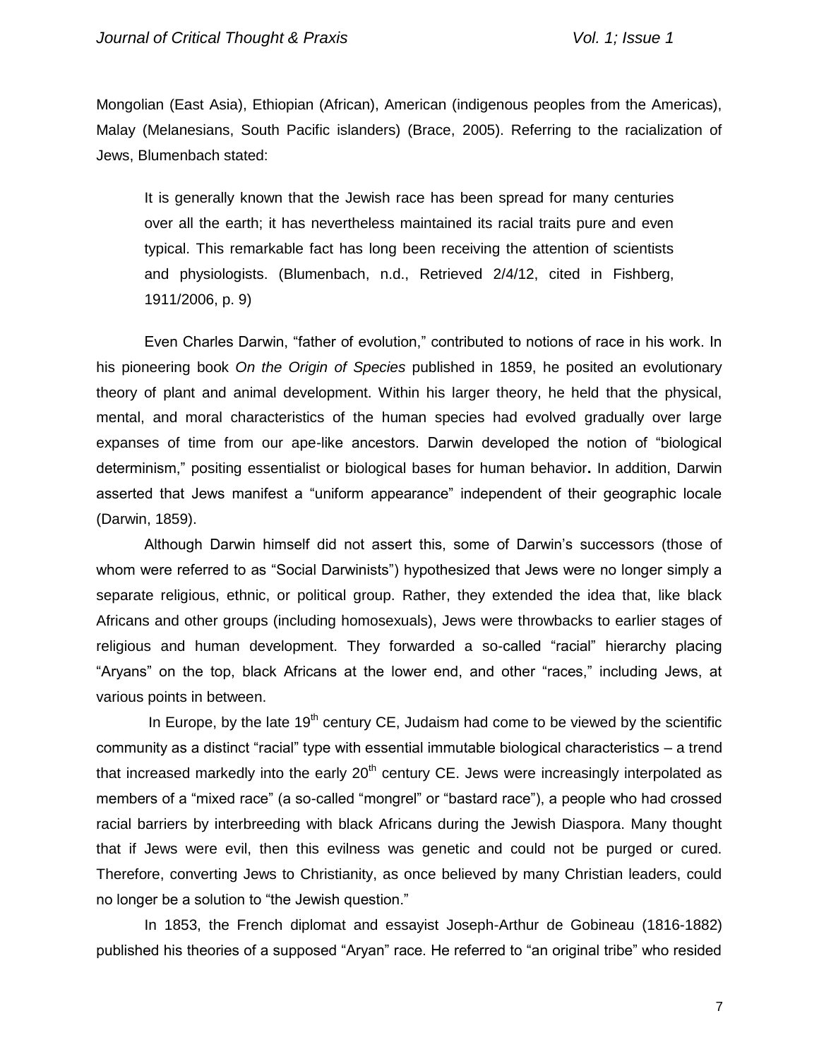Mongolian (East Asia), Ethiopian (African), American (indigenous peoples from the Americas), Malay (Melanesians, South Pacific islanders) (Brace, 2005). Referring to the racialization of Jews, Blumenbach stated:

> It is generally known that the Jewish race has been spread for many centuries over all the earth; it has nevertheless maintained its racial traits pure and even typical. This remarkable fact has long been receiving the attention of scientists and physiologists. (Blumenbach, n.d., Retrieved 2/4/12, cited in Fishberg, 1911/2006, p. 9)

Even Charles Darwin, "father of evolution," contributed to notions of race in his work. In his pioneering book *On the Origin of Species* published in 1859, he posited an evolutionary theory of plant and animal development. Within his larger theory, he held that the physical, mental, and moral characteristics of the human species had evolved gradually over large expanses of time from our ape-like ancestors. Darwin developed the notion of "biological determinism," positing essentialist or biological bases for human behavior**.** In addition, Darwin asserted that Jews manifest a "uniform appearance" independent of their geographic locale (Darwin, 1859).

Although Darwin himself did not assert this, some of Darwin's successors (those of whom were referred to as "Social Darwinists") hypothesized that Jews were no longer simply a separate religious, ethnic, or political group. Rather, they extended the idea that, like black Africans and other groups (including homosexuals), Jews were throwbacks to earlier stages of religious and human development. They forwarded a so-called "racial" hierarchy placing "Aryans" on the top, black Africans at the lower end, and other "races," including Jews, at various points in between.

In Europe, by the late 19th century CE, Judaism had come to be viewed by the scientific community as a distinct "racial" type with essential immutable biological characteristics – a trend that increased markedly into the early 20th century CE. Jews were increasingly interpolated as members of a "mixed race" (a so-called "mongrel" or "bastard race"), a people who had crossed racial barriers by interbreeding with black Africans during the Jewish Diaspora. Many thought that if Jews were evil, then this evilness was genetic and could not be purged or cured. Therefore, converting Jews to Christianity, as once believed by many Christian leaders, could no longer be a solution to "the Jewish question."

In 1853, the French diplomat and essayist Joseph-Arthur de Gobineau (1816-1882) published his theories of a supposed "Aryan" race. He referred to "an original tribe" who resided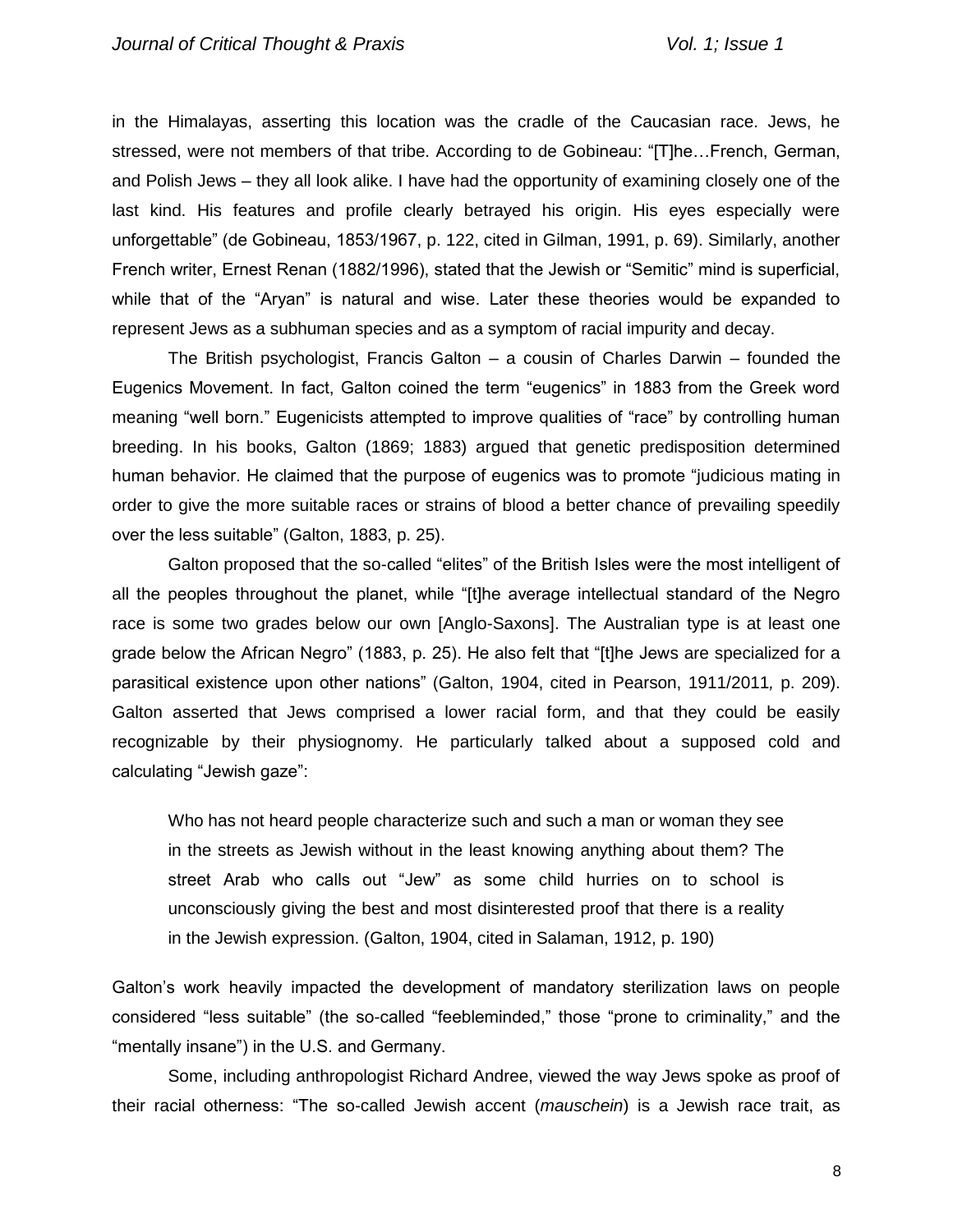in the Himalayas, asserting this location was the cradle of the Caucasian race. Jews, he stressed, were not members of that tribe. According to de Gobineau: "[T]he…French, German, and Polish Jews – they all look alike. I have had the opportunity of examining closely one of the last kind. His features and profile clearly betrayed his origin. His eyes especially were unforgettable" (de Gobineau, 1853/1967, p. 122, cited in Gilman, 1991, p. 69). Similarly, another French writer, Ernest Renan (1882/1996), stated that the Jewish or "Semitic" mind is superficial, while that of the "Aryan" is natural and wise. Later these theories would be expanded to represent Jews as a subhuman species and as a symptom of racial impurity and decay.

The British psychologist, Francis Galton – a cousin of Charles Darwin – founded the Eugenics Movement. In fact, Galton coined the term "eugenics" in 1883 from the Greek word meaning "well born." Eugenicists attempted to improve qualities of "race" by controlling human breeding. In his books, Galton (1869; 1883) argued that genetic predisposition determined human behavior. He claimed that the purpose of eugenics was to promote "judicious mating in order to give the more suitable races or strains of blood a better chance of prevailing speedily over the less suitable" (Galton, 1883, p. 25).

Galton proposed that the so-called "elites" of the British Isles were the most intelligent of all the peoples throughout the planet, while "[t]he average intellectual standard of the Negro race is some two grades below our own [Anglo-Saxons]. The Australian type is at least one grade below the African Negro" (1883, p. 25). He also felt that "[t]he Jews are specialized for a parasitical existence upon other nations" (Galton, 1904, cited in Pearson, 1911/2011*,* p. 209). Galton asserted that Jews comprised a lower racial form, and that they could be easily recognizable by their physiognomy. He particularly talked about a supposed cold and calculating "Jewish gaze":

> Who has not heard people characterize such and such a man or woman they see in the streets as Jewish without in the least knowing anything about them? The street Arab who calls out "Jew" as some child hurries on to school is unconsciously giving the best and most disinterested proof that there is a reality in the Jewish expression. (Galton, 1904, cited in Salaman, 1912, p. 190)

Galton's work heavily impacted the development of mandatory sterilization laws on people considered "less suitable" (the so-called "feebleminded," those "prone to criminality," and the "mentally insane") in the U.S. and Germany.

Some, including anthropologist Richard Andree, viewed the way Jews spoke as proof of their racial otherness: "The so-called Jewish accent (*mauschein*) is a Jewish race trait, as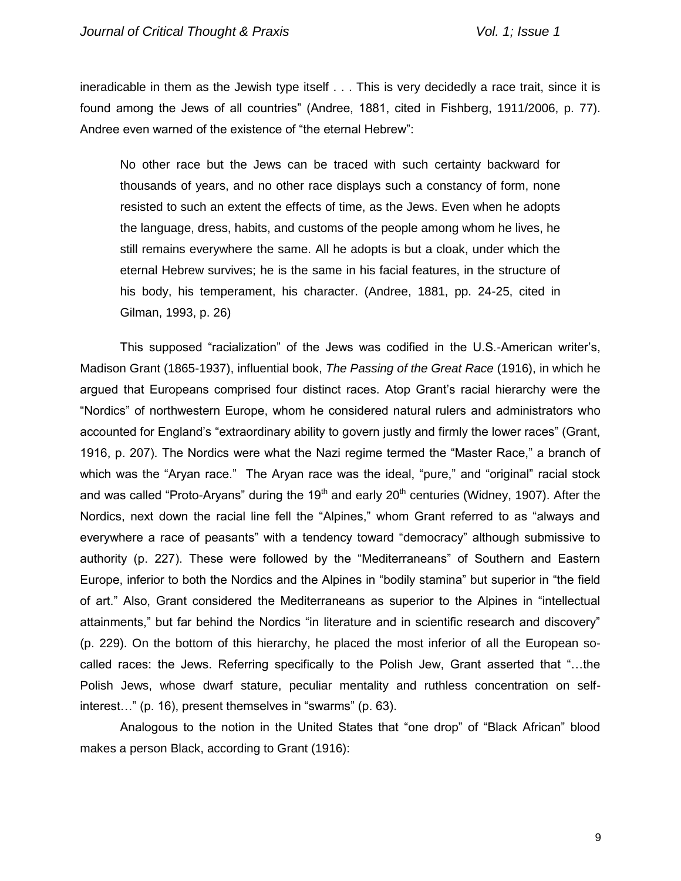ineradicable in them as the Jewish type itself . . . This is very decidedly a race trait, since it is found among the Jews of all countries" (Andree, 1881, cited in Fishberg, 1911/2006, p. 77). Andree even warned of the existence of "the eternal Hebrew":

> No other race but the Jews can be traced with such certainty backward for thousands of years, and no other race displays such a constancy of form, none resisted to such an extent the effects of time, as the Jews. Even when he adopts the language, dress, habits, and customs of the people among whom he lives, he still remains everywhere the same. All he adopts is but a cloak, under which the eternal Hebrew survives; he is the same in his facial features, in the structure of his body, his temperament, his character. (Andree, 1881, pp. 24-25, cited in Gilman, 1993, p. 26)

This supposed "racialization" of the Jews was codified in the U.S.-American writer's, Madison Grant (1865-1937), influential book, *The Passing of the Great Race* (1916), in which he argued that Europeans comprised four distinct races. Atop Grant's racial hierarchy were the "Nordics" of northwestern Europe, whom he considered natural rulers and administrators who accounted for England's "extraordinary ability to govern justly and firmly the lower races" (Grant, 1916, p. 207). The Nordics were what the Nazi regime termed the "Master Race," a branch of which was the "Aryan race." The Aryan race was the ideal, "pure," and "original" racial stock and was called "Proto-Aryans" during the 19th and early 20th centuries (Widney, 1907). After the Nordics, next down the racial line fell the "Alpines," whom Grant referred to as "always and everywhere a race of peasants" with a tendency toward "democracy" although submissive to authority (p. 227). These were followed by the "Mediterraneans" of Southern and Eastern Europe, inferior to both the Nordics and the Alpines in "bodily stamina" but superior in "the field of art." Also, Grant considered the Mediterraneans as superior to the Alpines in "intellectual attainments," but far behind the Nordics "in literature and in scientific research and discovery" (p. 229). On the bottom of this hierarchy, he placed the most inferior of all the European so-called races: the Jews. Referring specifically to the Polish Jew, Grant asserted that "…the Polish Jews, whose dwarf stature, peculiar mentality and ruthless concentration on self-interest…" (p. 16), present themselves in "swarms" (p. 63).

Analogous to the notion in the United States that "one drop" of "Black African" blood makes a person Black, according to Grant (1916):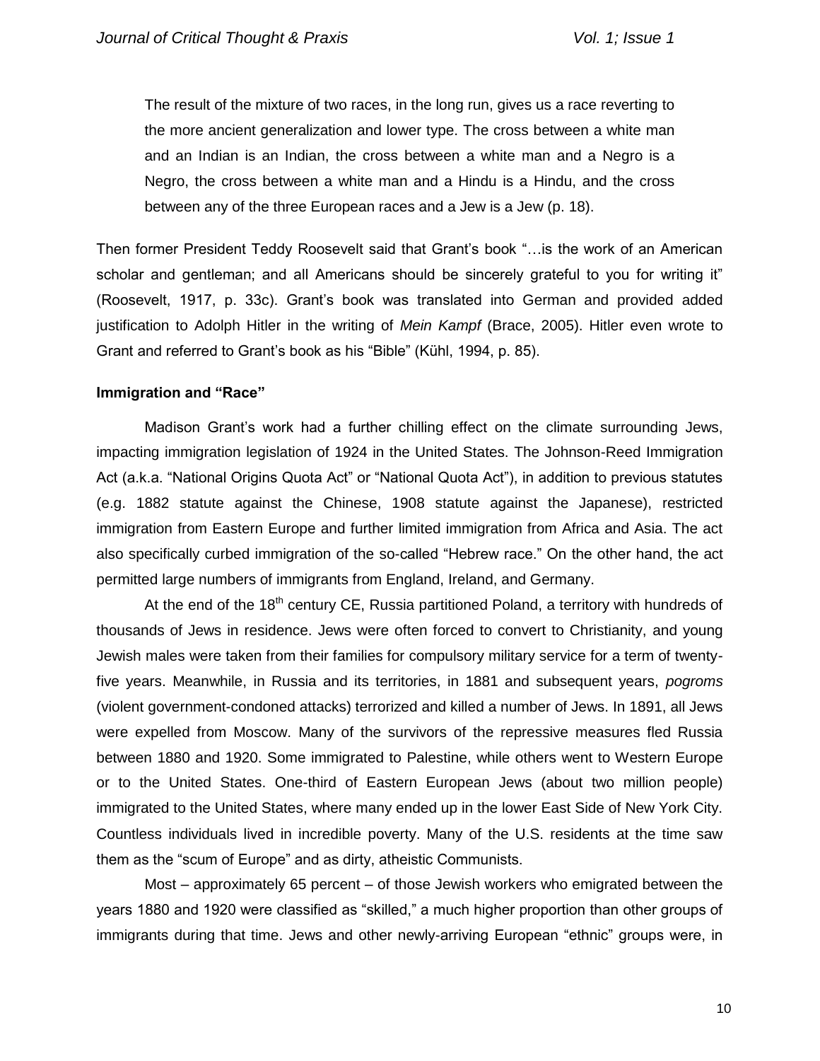> The result of the mixture of two races, in the long run, gives us a race reverting to the more ancient generalization and lower type. The cross between a white man and an Indian is an Indian, the cross between a white man and a Negro is a Negro, the cross between a white man and a Hindu is a Hindu, and the cross between any of the three European races and a Jew is a Jew (p. 18).

Then former President Teddy Roosevelt said that Grant's book "…is the work of an American scholar and gentleman; and all Americans should be sincerely grateful to you for writing it" (Roosevelt, 1917, p. 33c). Grant's book was translated into German and provided added justification to Adolph Hitler in the writing of *Mein Kampf* (Brace, 2005). Hitler even wrote to Grant and referred to Grant's book as his "Bible" (Kühl, 1994, p. 85).

**Immigration and "Race"**

Madison Grant's work had a further chilling effect on the climate surrounding Jews, impacting immigration legislation of 1924 in the United States. The Johnson-Reed Immigration Act (a.k.a. "National Origins Quota Act" or "National Quota Act"), in addition to previous statutes (e.g. 1882 statute against the Chinese, 1908 statute against the Japanese), restricted immigration from Eastern Europe and further limited immigration from Africa and Asia. The act also specifically curbed immigration of the so-called "Hebrew race." On the other hand, the act permitted large numbers of immigrants from England, Ireland, and Germany.

At the end of the 18th century CE, Russia partitioned Poland, a territory with hundreds of thousands of Jews in residence. Jews were often forced to convert to Christianity, and young Jewish males were taken from their families for compulsory military service for a term of twenty-five years. Meanwhile, in Russia and its territories, in 1881 and subsequent years, *pogroms* (violent government-condoned attacks) terrorized and killed a number of Jews. In 1891, all Jews were expelled from Moscow. Many of the survivors of the repressive measures fled Russia between 1880 and 1920. Some immigrated to Palestine, while others went to Western Europe or to the United States. One-third of Eastern European Jews (about two million people) immigrated to the United States, where many ended up in the lower East Side of New York City. Countless individuals lived in incredible poverty. Many of the U.S. residents at the time saw them as the "scum of Europe" and as dirty, atheistic Communists.

Most – approximately 65 percent – of those Jewish workers who emigrated between the years 1880 and 1920 were classified as "skilled," a much higher proportion than other groups of immigrants during that time. Jews and other newly-arriving European "ethnic" groups were, in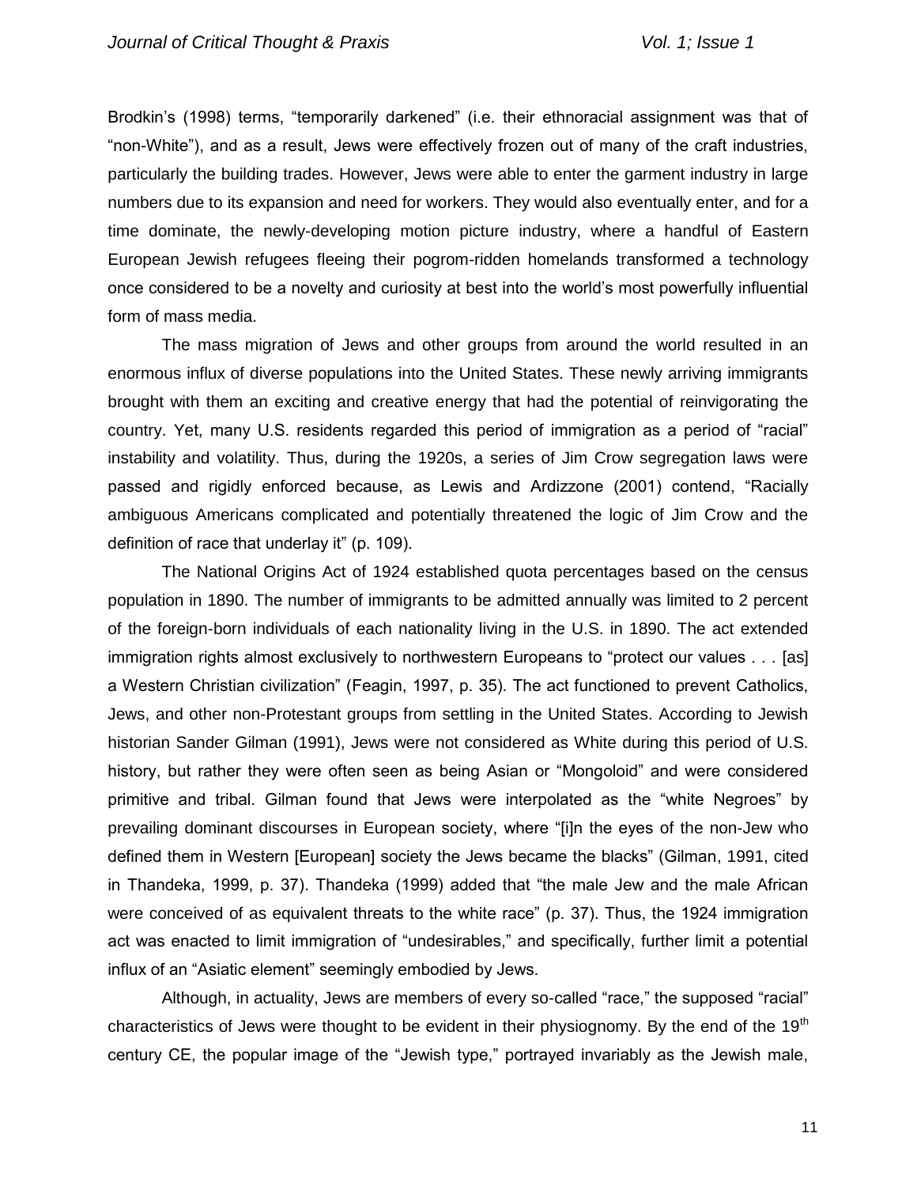Brodkin's (1998) terms, "temporarily darkened" (i.e. their ethnoracial assignment was that of "non-White"), and as a result, Jews were effectively frozen out of many of the craft industries, particularly the building trades. However, Jews were able to enter the garment industry in large numbers due to its expansion and need for workers. They would also eventually enter, and for a time dominate, the newly-developing motion picture industry, where a handful of Eastern European Jewish refugees fleeing their pogrom-ridden homelands transformed a technology once considered to be a novelty and curiosity at best into the world's most powerfully influential form of mass media.

The mass migration of Jews and other groups from around the world resulted in an enormous influx of diverse populations into the United States. These newly arriving immigrants brought with them an exciting and creative energy that had the potential of reinvigorating the country. Yet, many U.S. residents regarded this period of immigration as a period of "racial" instability and volatility. Thus, during the 1920s, a series of Jim Crow segregation laws were passed and rigidly enforced because, as Lewis and Ardizzone (2001) contend, "Racially ambiguous Americans complicated and potentially threatened the logic of Jim Crow and the definition of race that underlay it" (p. 109).

The National Origins Act of 1924 established quota percentages based on the census population in 1890. The number of immigrants to be admitted annually was limited to 2 percent of the foreign-born individuals of each nationality living in the U.S. in 1890. The act extended immigration rights almost exclusively to northwestern Europeans to "protect our values . . . [as] a Western Christian civilization" (Feagin, 1997, p. 35). The act functioned to prevent Catholics, Jews, and other non-Protestant groups from settling in the United States. According to Jewish historian Sander Gilman (1991), Jews were not considered as White during this period of U.S. history, but rather they were often seen as being Asian or "Mongoloid" and were considered primitive and tribal. Gilman found that Jews were interpolated as the "white Negroes" by prevailing dominant discourses in European society, where "[i]n the eyes of the non-Jew who defined them in Western [European] society the Jews became the blacks" (Gilman, 1991, cited in Thandeka, 1999, p. 37). Thandeka (1999) added that "the male Jew and the male African were conceived of as equivalent threats to the white race" (p. 37). Thus, the 1924 immigration act was enacted to limit immigration of "undesirables," and specifically, further limit a potential influx of an "Asiatic element" seemingly embodied by Jews.

Although, in actuality, Jews are members of every so-called "race," the supposed "racial" characteristics of Jews were thought to be evident in their physiognomy. By the end of the 19th century CE, the popular image of the "Jewish type," portrayed invariably as the Jewish male,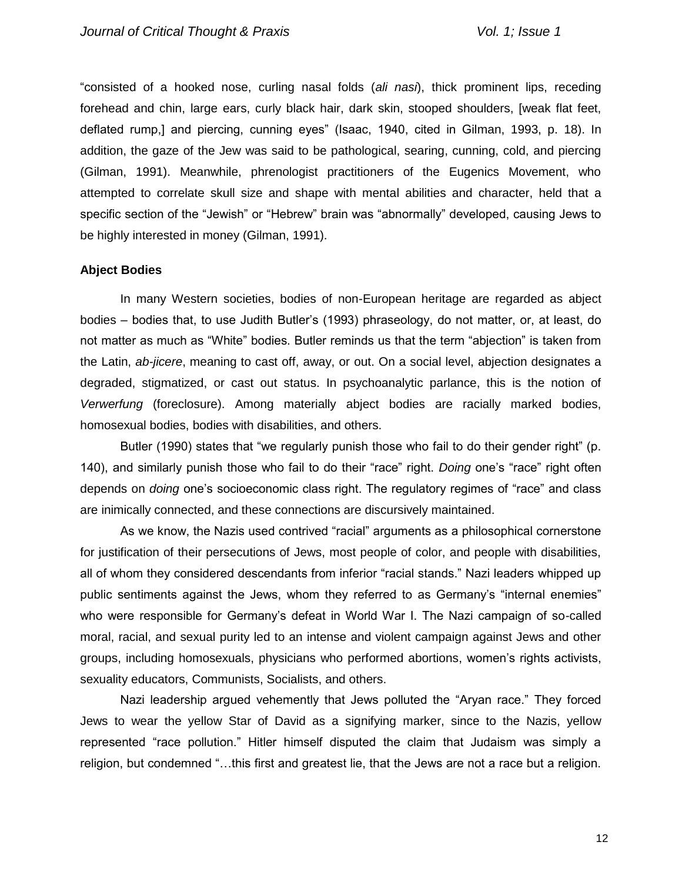"consisted of a hooked nose, curling nasal folds (*ali nasi*), thick prominent lips, receding forehead and chin, large ears, curly black hair, dark skin, stooped shoulders, [weak flat feet, deflated rump,] and piercing, cunning eyes" (Isaac, 1940, cited in Gilman, 1993, p. 18). In addition, the gaze of the Jew was said to be pathological, searing, cunning, cold, and piercing (Gilman, 1991). Meanwhile, phrenologist practitioners of the Eugenics Movement, who attempted to correlate skull size and shape with mental abilities and character, held that a specific section of the "Jewish" or "Hebrew" brain was "abnormally" developed, causing Jews to be highly interested in money (Gilman, 1991).

**Abject Bodies**

In many Western societies, bodies of non-European heritage are regarded as abject bodies – bodies that, to use Judith Butler's (1993) phraseology, do not matter, or, at least, do not matter as much as "White" bodies. Butler reminds us that the term "abjection" is taken from the Latin, *ab-jicere*, meaning to cast off, away, or out. On a social level, abjection designates a degraded, stigmatized, or cast out status. In psychoanalytic parlance, this is the notion of *Verwerfung* (foreclosure). Among materially abject bodies are racially marked bodies, homosexual bodies, bodies with disabilities, and others.

Butler (1990) states that "we regularly punish those who fail to do their gender right" (p. 140), and similarly punish those who fail to do their "race" right. *Doing* one's "race" right often depends on *doing* one's socioeconomic class right. The regulatory regimes of "race" and class are inimically connected, and these connections are discursively maintained.

As we know, the Nazis used contrived "racial" arguments as a philosophical cornerstone for justification of their persecutions of Jews, most people of color, and people with disabilities, all of whom they considered descendants from inferior "racial stands." Nazi leaders whipped up public sentiments against the Jews, whom they referred to as Germany's "internal enemies" who were responsible for Germany's defeat in World War I. The Nazi campaign of so-called moral, racial, and sexual purity led to an intense and violent campaign against Jews and other groups, including homosexuals, physicians who performed abortions, women's rights activists, sexuality educators, Communists, Socialists, and others.

Nazi leadership argued vehemently that Jews polluted the "Aryan race." They forced Jews to wear the yellow Star of David as a signifying marker, since to the Nazis, yellow represented "race pollution." Hitler himself disputed the claim that Judaism was simply a religion, but condemned "…this first and greatest lie, that the Jews are not a race but a religion.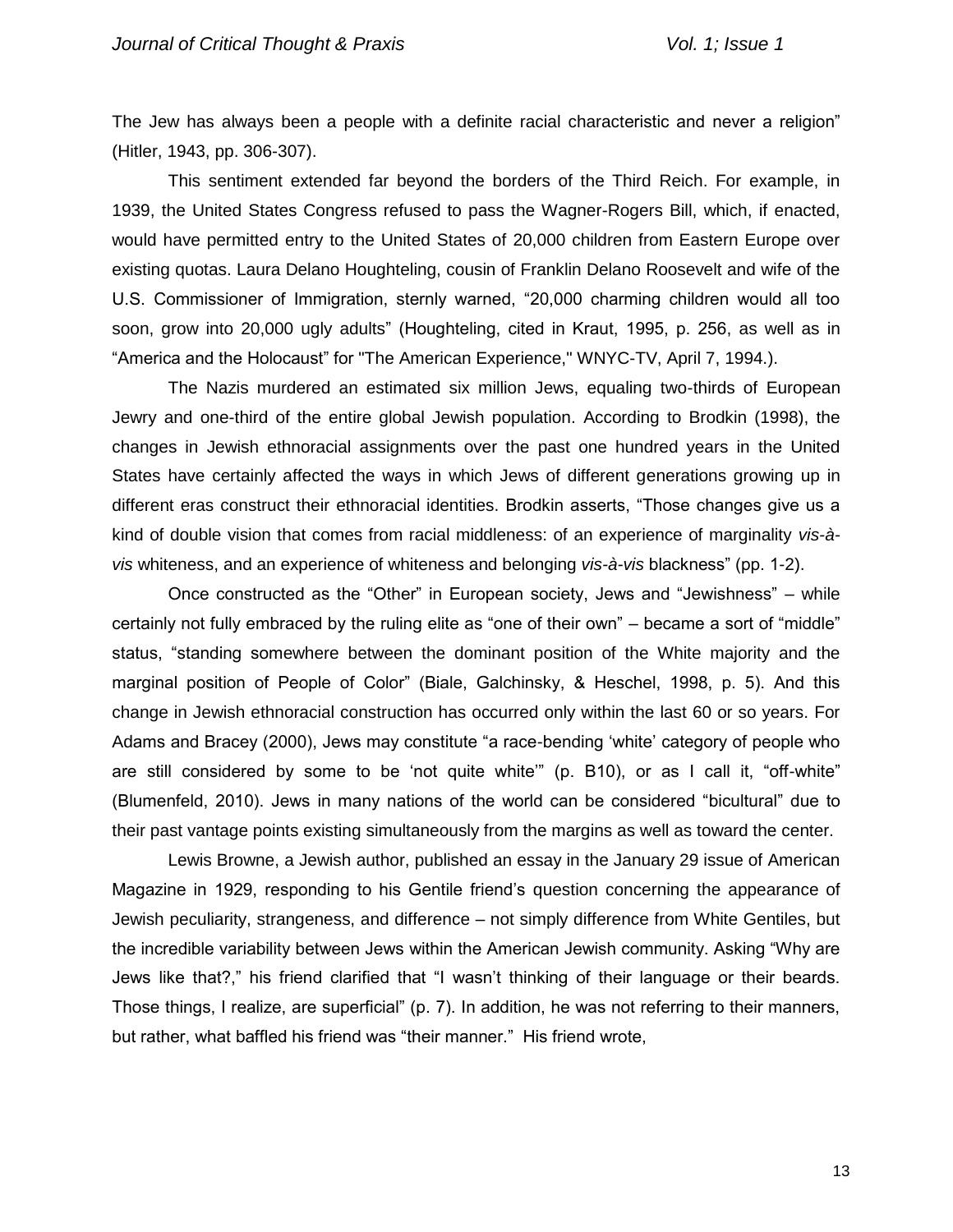The Jew has always been a people with a definite racial characteristic and never a religion" (Hitler, 1943, pp. 306-307).

This sentiment extended far beyond the borders of the Third Reich. For example, in 1939, the United States Congress refused to pass the Wagner-Rogers Bill, which, if enacted, would have permitted entry to the United States of 20,000 children from Eastern Europe over existing quotas. Laura Delano Houghteling, cousin of Franklin Delano Roosevelt and wife of the U.S. Commissioner of Immigration, sternly warned, "20,000 charming children would all too soon, grow into 20,000 ugly adults" (Houghteling, cited in Kraut, 1995, p. 256, as well as in "America and the Holocaust" for "The American Experience," WNYC-TV, April 7, 1994.).

The Nazis murdered an estimated six million Jews, equaling two-thirds of European Jewry and one-third of the entire global Jewish population. According to Brodkin (1998), the changes in Jewish ethnoracial assignments over the past one hundred years in the United States have certainly affected the ways in which Jews of different generations growing up in different eras construct their ethnoracial identities. Brodkin asserts, "Those changes give us a kind of double vision that comes from racial middleness: of an experience of marginality *vis-à-vis* whiteness, and an experience of whiteness and belonging *vis-à-vis* blackness" (pp. 1-2).

Once constructed as the "Other" in European society, Jews and "Jewishness" – while certainly not fully embraced by the ruling elite as "one of their own" – became a sort of "middle" status, "standing somewhere between the dominant position of the White majority and the marginal position of People of Color" (Biale, Galchinsky, & Heschel, 1998, p. 5). And this change in Jewish ethnoracial construction has occurred only within the last 60 or so years. For Adams and Bracey (2000), Jews may constitute "a race-bending 'white' category of people who are still considered by some to be 'not quite white'" (p. B10), or as I call it, "off-white" (Blumenfeld, 2010). Jews in many nations of the world can be considered "bicultural" due to their past vantage points existing simultaneously from the margins as well as toward the center.

Lewis Browne, a Jewish author, published an essay in the January 29 issue of American Magazine in 1929, responding to his Gentile friend's question concerning the appearance of Jewish peculiarity, strangeness, and difference – not simply difference from White Gentiles, but the incredible variability between Jews within the American Jewish community. Asking "Why are Jews like that?," his friend clarified that "I wasn't thinking of their language or their beards. Those things, I realize, are superficial" (p. 7). In addition, he was not referring to their manners, but rather, what baffled his friend was "their manner." His friend wrote,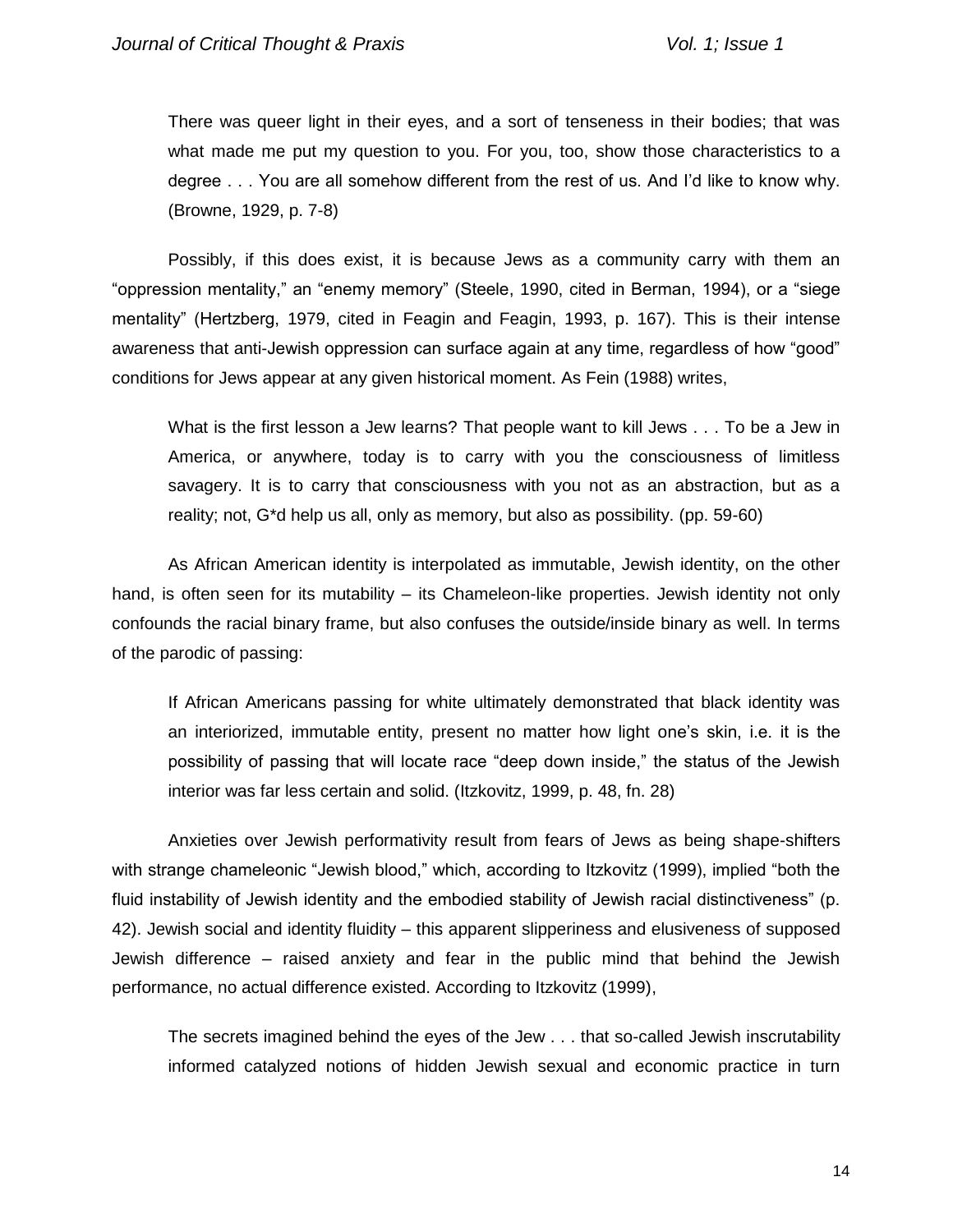> There was queer light in their eyes, and a sort of tenseness in their bodies; that was what made me put my question to you. For you, too, show those characteristics to a degree . . . You are all somehow different from the rest of us. And I'd like to know why. (Browne, 1929, p. 7-8)

Possibly, if this does exist, it is because Jews as a community carry with them an "oppression mentality," an "enemy memory" (Steele, 1990, cited in Berman, 1994), or a "siege mentality" (Hertzberg, 1979, cited in Feagin and Feagin, 1993, p. 167). This is their intense awareness that anti-Jewish oppression can surface again at any time, regardless of how "good" conditions for Jews appear at any given historical moment. As Fein (1988) writes,

> What is the first lesson a Jew learns? That people want to kill Jews . . . To be a Jew in America, or anywhere, today is to carry with you the consciousness of limitless savagery. It is to carry that consciousness with you not as an abstraction, but as a reality; not, G*d help us all, only as memory, but also as possibility. (pp. 59-60)

As African American identity is interpolated as immutable, Jewish identity, on the other hand, is often seen for its mutability – its Chameleon-like properties. Jewish identity not only confounds the racial binary frame, but also confuses the outside/inside binary as well. In terms of the parodic of passing:

> If African Americans passing for white ultimately demonstrated that black identity was an interiorized, immutable entity, present no matter how light one's skin, i.e. it is the possibility of passing that will locate race "deep down inside," the status of the Jewish interior was far less certain and solid. (Itzkovitz, 1999, p. 48, fn. 28)

Anxieties over Jewish performativity result from fears of Jews as being shape-shifters with strange chameleonic "Jewish blood," which, according to Itzkovitz (1999), implied "both the fluid instability of Jewish identity and the embodied stability of Jewish racial distinctiveness" (p. 42). Jewish social and identity fluidity – this apparent slipperiness and elusiveness of supposed Jewish difference – raised anxiety and fear in the public mind that behind the Jewish performance, no actual difference existed. According to Itzkovitz (1999),

> The secrets imagined behind the eyes of the Jew . . . that so-called Jewish inscrutability informed catalyzed notions of hidden Jewish sexual and economic practice in turn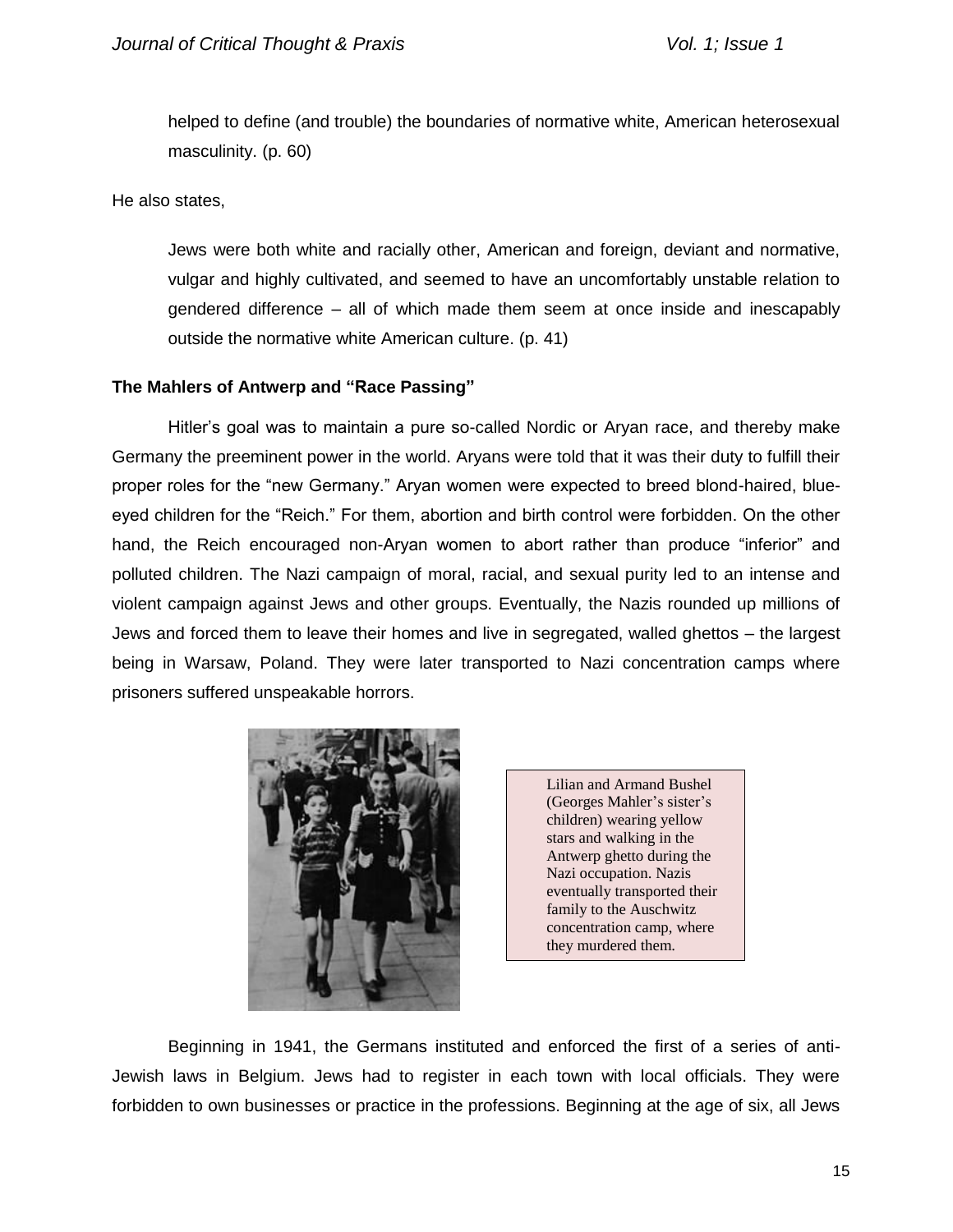> helped to define (and trouble) the boundaries of normative white, American heterosexual masculinity. (p. 60)

He also states,

> Jews were both white and racially other, American and foreign, deviant and normative, vulgar and highly cultivated, and seemed to have an uncomfortably unstable relation to gendered difference – all of which made them seem at once inside and inescapably outside the normative white American culture. (p. 41)

**The Mahlers of Antwerp and "Race Passing"**

Hitler's goal was to maintain a pure so-called Nordic or Aryan race, and thereby make Germany the preeminent power in the world. Aryans were told that it was their duty to fulfill their proper roles for the "new Germany." Aryan women were expected to breed blond-haired, blue-eyed children for the "Reich." For them, abortion and birth control were forbidden. On the other hand, the Reich encouraged non-Aryan women to abort rather than produce "inferior" and polluted children. The Nazi campaign of moral, racial, and sexual purity led to an intense and violent campaign against Jews and other groups. Eventually, the Nazis rounded up millions of Jews and forced them to leave their homes and live in segregated, walled ghettos – the largest being in Warsaw, Poland. They were later transported to Nazi concentration camps where prisoners suffered unspeakable horrors.

Lilian and Armand Bushel (Georges Mahler's sister's children) wearing yellow stars and walking in the Antwerp ghetto during the Nazi occupation. Nazis eventually transported their family to the Auschwitz concentration camp, where they murdered them.

Beginning in 1941, the Germans instituted and enforced the first of a series of anti-Jewish laws in Belgium. Jews had to register in each town with local officials. They were forbidden to own businesses or practice in the professions. Beginning at the age of six, all Jews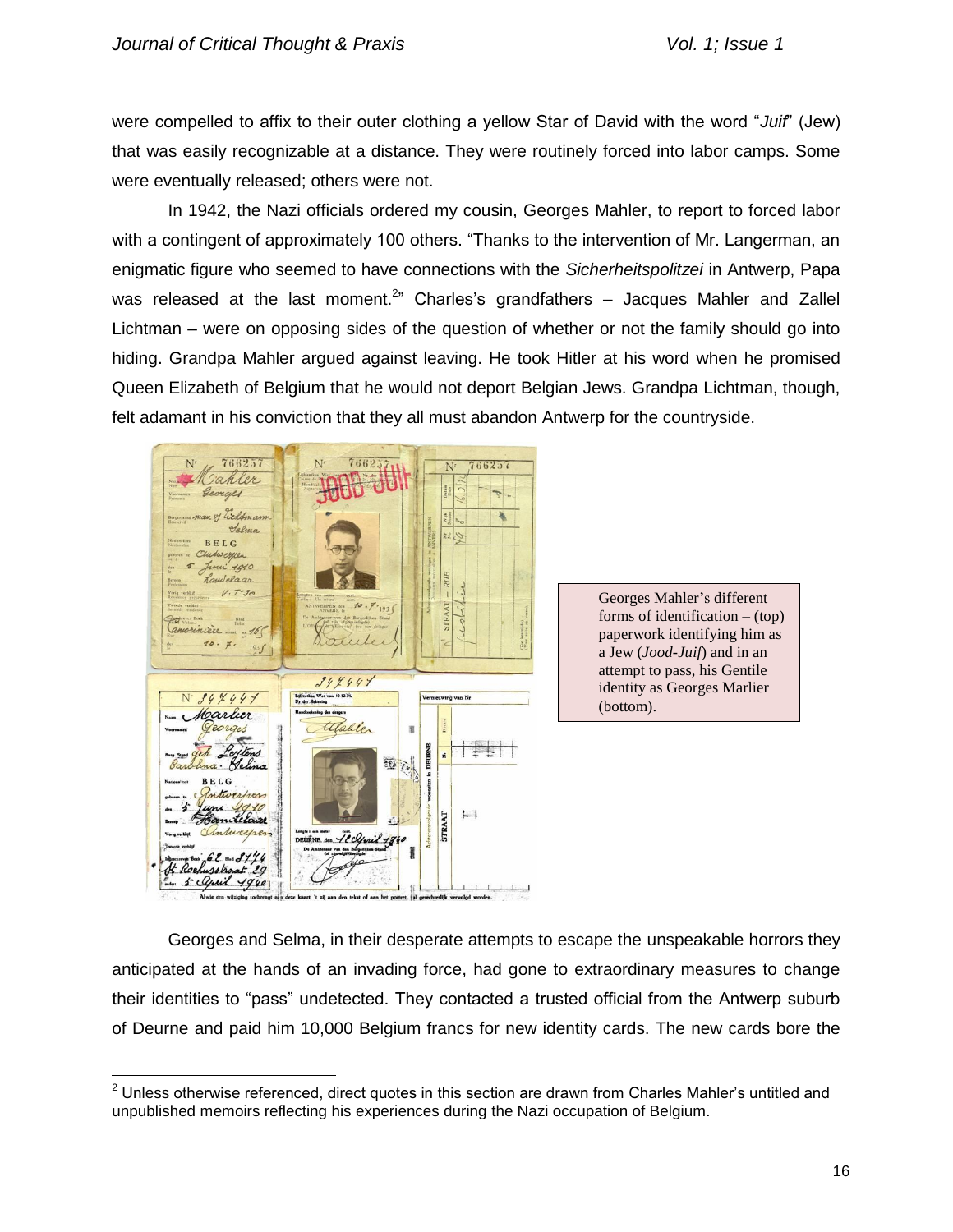were compelled to affix to their outer clothing a yellow Star of David with the word "*Juif*" (Jew) that was easily recognizable at a distance. They were routinely forced into labor camps. Some were eventually released; others were not.

In 1942, the Nazi officials ordered my cousin, Georges Mahler, to report to forced labor with a contingent of approximately 100 others. "Thanks to the intervention of Mr. Langerman, an enigmatic figure who seemed to have connections with the *Sicherheitspolitzei* in Antwerp, Papa was released at the last moment.[2]" Charles's grandfathers – Jacques Mahler and Zallel Lichtman – were on opposing sides of the question of whether or not the family should go into hiding. Grandpa Mahler argued against leaving. He took Hitler at his word when he promised Queen Elizabeth of Belgium that he would not deport Belgian Jews. Grandpa Lichtman, though, felt adamant in his conviction that they all must abandon Antwerp for the countryside.

Georges Mahler's different forms of identification – (top) paperwork identifying him as a Jew (*Jood-Juif*) and in an attempt to pass, his Gentile identity as Georges Marlier (bottom).

Georges and Selma, in their desperate attempts to escape the unspeakable horrors they anticipated at the hands of an invading force, had gone to extraordinary measures to change their identities to "pass" undetected. They contacted a trusted official from the Antwerp suburb of Deurne and paid him 10,000 Belgium francs for new identity cards. The new cards bore the

[2] Unless otherwise referenced, direct quotes in this section are drawn from Charles Mahler's untitled and unpublished memoirs reflecting his experiences during the Nazi occupation of Belgium.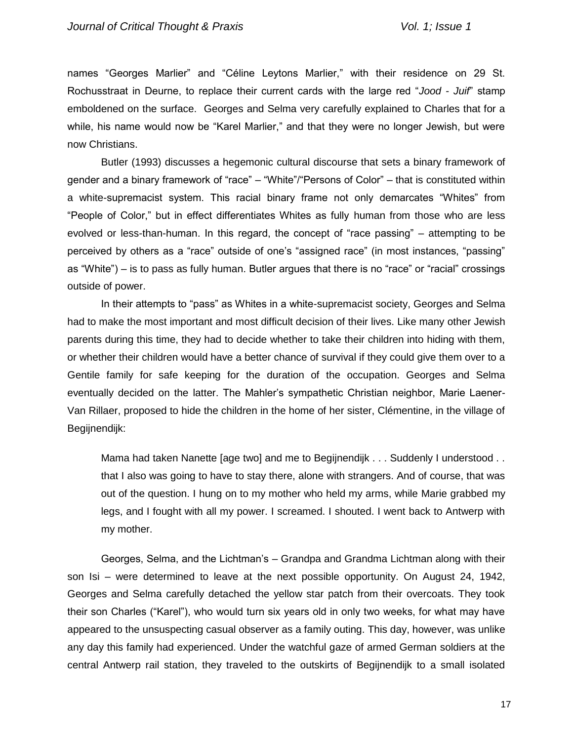names "Georges Marlier" and "Céline Leytons Marlier," with their residence on 29 St. Rochusstraat in Deurne, to replace their current cards with the large red "*Jood - Juif*" stamp emboldened on the surface. Georges and Selma very carefully explained to Charles that for a while, his name would now be "Karel Marlier," and that they were no longer Jewish, but were now Christians.

Butler (1993) discusses a hegemonic cultural discourse that sets a binary framework of gender and a binary framework of "race" – "White"/"Persons of Color" – that is constituted within a white-supremacist system. This racial binary frame not only demarcates "Whites" from "People of Color," but in effect differentiates Whites as fully human from those who are less evolved or less-than-human. In this regard, the concept of "race passing" – attempting to be perceived by others as a "race" outside of one's "assigned race" (in most instances, "passing" as "White") – is to pass as fully human. Butler argues that there is no "race" or "racial" crossings outside of power.

In their attempts to "pass" as Whites in a white-supremacist society, Georges and Selma had to make the most important and most difficult decision of their lives. Like many other Jewish parents during this time, they had to decide whether to take their children into hiding with them, or whether their children would have a better chance of survival if they could give them over to a Gentile family for safe keeping for the duration of the occupation. Georges and Selma eventually decided on the latter. The Mahler's sympathetic Christian neighbor, Marie Laener-Van Rillaer, proposed to hide the children in the home of her sister, Clémentine, in the village of Begijnendijk:

> Mama had taken Nanette [age two] and me to Begijnendijk . . . Suddenly I understood . . that I also was going to have to stay there, alone with strangers. And of course, that was out of the question. I hung on to my mother who held my arms, while Marie grabbed my legs, and I fought with all my power. I screamed. I shouted. I went back to Antwerp with my mother.

Georges, Selma, and the Lichtman's – Grandpa and Grandma Lichtman along with their son Isi – were determined to leave at the next possible opportunity. On August 24, 1942, Georges and Selma carefully detached the yellow star patch from their overcoats. They took their son Charles ("Karel"), who would turn six years old in only two weeks, for what may have appeared to the unsuspecting casual observer as a family outing. This day, however, was unlike any day this family had experienced. Under the watchful gaze of armed German soldiers at the central Antwerp rail station, they traveled to the outskirts of Begijnendijk to a small isolated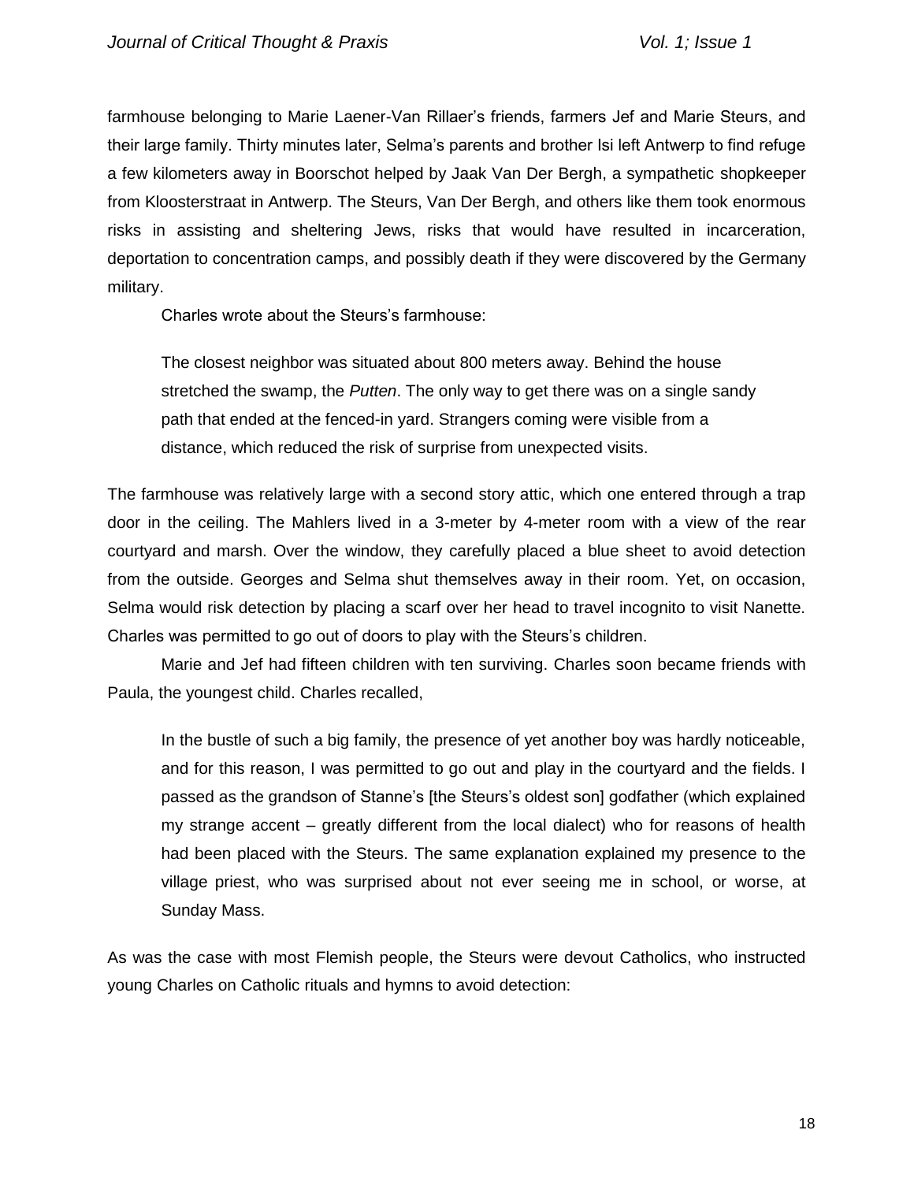farmhouse belonging to Marie Laener-Van Rillaer's friends, farmers Jef and Marie Steurs, and their large family. Thirty minutes later, Selma's parents and brother Isi left Antwerp to find refuge a few kilometers away in Boorschot helped by Jaak Van Der Bergh, a sympathetic shopkeeper from Kloosterstraat in Antwerp. The Steurs, Van Der Bergh, and others like them took enormous risks in assisting and sheltering Jews, risks that would have resulted in incarceration, deportation to concentration camps, and possibly death if they were discovered by the Germany military.

Charles wrote about the Steurs's farmhouse:

> The closest neighbor was situated about 800 meters away. Behind the house stretched the swamp, the *Putten*. The only way to get there was on a single sandy path that ended at the fenced-in yard. Strangers coming were visible from a distance, which reduced the risk of surprise from unexpected visits.

The farmhouse was relatively large with a second story attic, which one entered through a trap door in the ceiling. The Mahlers lived in a 3-meter by 4-meter room with a view of the rear courtyard and marsh. Over the window, they carefully placed a blue sheet to avoid detection from the outside. Georges and Selma shut themselves away in their room. Yet, on occasion, Selma would risk detection by placing a scarf over her head to travel incognito to visit Nanette. Charles was permitted to go out of doors to play with the Steurs's children.

Marie and Jef had fifteen children with ten surviving. Charles soon became friends with Paula, the youngest child. Charles recalled,

> In the bustle of such a big family, the presence of yet another boy was hardly noticeable, and for this reason, I was permitted to go out and play in the courtyard and the fields. I passed as the grandson of Stanne's [the Steurs's oldest son] godfather (which explained my strange accent – greatly different from the local dialect) who for reasons of health had been placed with the Steurs. The same explanation explained my presence to the village priest, who was surprised about not ever seeing me in school, or worse, at Sunday Mass.

As was the case with most Flemish people, the Steurs were devout Catholics, who instructed young Charles on Catholic rituals and hymns to avoid detection: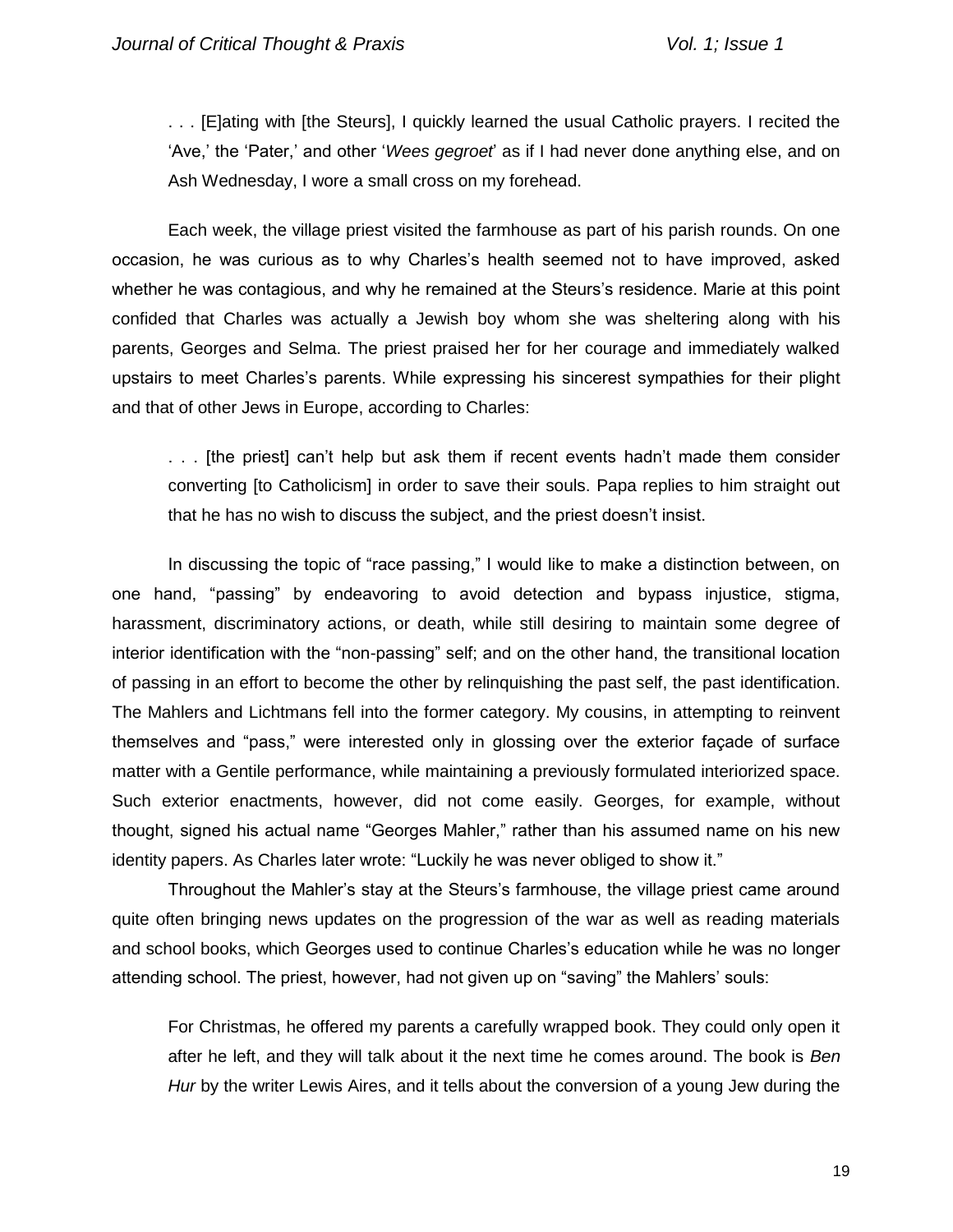> . . . [E]ating with [the Steurs], I quickly learned the usual Catholic prayers. I recited the 'Ave,' the 'Pater,' and other '*Wees gegroet*' as if I had never done anything else, and on Ash Wednesday, I wore a small cross on my forehead.

Each week, the village priest visited the farmhouse as part of his parish rounds. On one occasion, he was curious as to why Charles's health seemed not to have improved, asked whether he was contagious, and why he remained at the Steurs's residence. Marie at this point confided that Charles was actually a Jewish boy whom she was sheltering along with his parents, Georges and Selma. The priest praised her for her courage and immediately walked upstairs to meet Charles's parents. While expressing his sincerest sympathies for their plight and that of other Jews in Europe, according to Charles:

> . . . [the priest] can't help but ask them if recent events hadn't made them consider converting [to Catholicism] in order to save their souls. Papa replies to him straight out that he has no wish to discuss the subject, and the priest doesn't insist.

In discussing the topic of "race passing," I would like to make a distinction between, on one hand, "passing" by endeavoring to avoid detection and bypass injustice, stigma, harassment, discriminatory actions, or death, while still desiring to maintain some degree of interior identification with the "non-passing" self; and on the other hand, the transitional location of passing in an effort to become the other by relinquishing the past self, the past identification. The Mahlers and Lichtmans fell into the former category. My cousins, in attempting to reinvent themselves and "pass," were interested only in glossing over the exterior façade of surface matter with a Gentile performance, while maintaining a previously formulated interiorized space. Such exterior enactments, however, did not come easily. Georges, for example, without thought, signed his actual name "Georges Mahler," rather than his assumed name on his new identity papers. As Charles later wrote: "Luckily he was never obliged to show it."

Throughout the Mahler's stay at the Steurs's farmhouse, the village priest came around quite often bringing news updates on the progression of the war as well as reading materials and school books, which Georges used to continue Charles's education while he was no longer attending school. The priest, however, had not given up on "saving" the Mahlers' souls:

> For Christmas, he offered my parents a carefully wrapped book. They could only open it after he left, and they will talk about it the next time he comes around. The book is *Ben Hur* by the writer Lewis Aires, and it tells about the conversion of a young Jew during the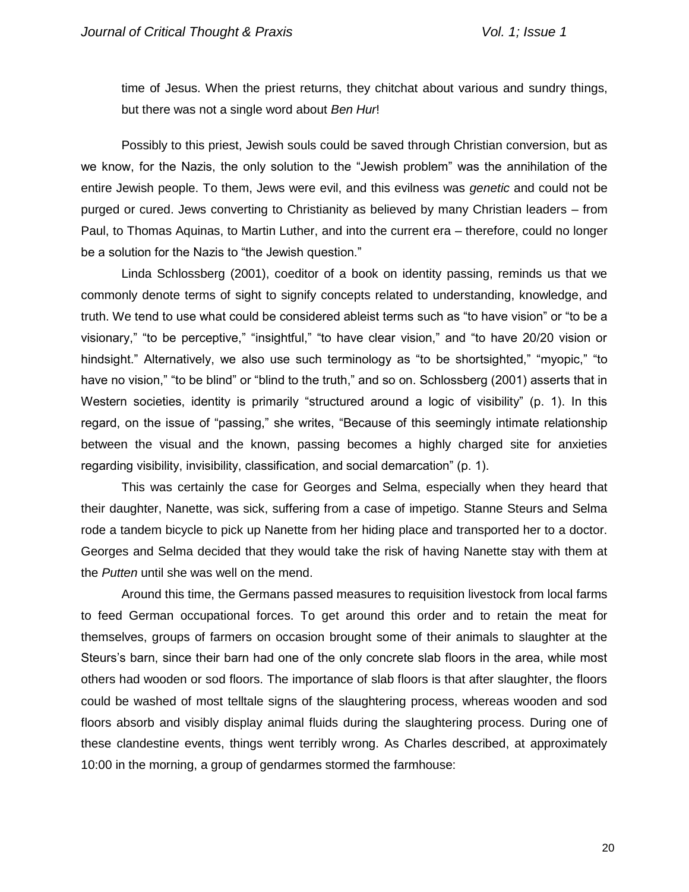time of Jesus. When the priest returns, they chitchat about various and sundry things, but there was not a single word about *Ben Hur*!

Possibly to this priest, Jewish souls could be saved through Christian conversion, but as we know, for the Nazis, the only solution to the "Jewish problem" was the annihilation of the entire Jewish people. To them, Jews were evil, and this evilness was *genetic* and could not be purged or cured. Jews converting to Christianity as believed by many Christian leaders – from Paul, to Thomas Aquinas, to Martin Luther, and into the current era – therefore, could no longer be a solution for the Nazis to "the Jewish question."

Linda Schlossberg (2001), coeditor of a book on identity passing, reminds us that we commonly denote terms of sight to signify concepts related to understanding, knowledge, and truth. We tend to use what could be considered ableist terms such as "to have vision" or "to be a visionary," "to be perceptive," "insightful," "to have clear vision," and "to have 20/20 vision or hindsight." Alternatively, we also use such terminology as "to be shortsighted," "myopic," "to have no vision," "to be blind" or "blind to the truth," and so on. Schlossberg (2001) asserts that in Western societies, identity is primarily "structured around a logic of visibility" (p. 1). In this regard, on the issue of "passing," she writes, "Because of this seemingly intimate relationship between the visual and the known, passing becomes a highly charged site for anxieties regarding visibility, invisibility, classification, and social demarcation" (p. 1).

This was certainly the case for Georges and Selma, especially when they heard that their daughter, Nanette, was sick, suffering from a case of impetigo. Stanne Steurs and Selma rode a tandem bicycle to pick up Nanette from her hiding place and transported her to a doctor. Georges and Selma decided that they would take the risk of having Nanette stay with them at the *Putten* until she was well on the mend.

Around this time, the Germans passed measures to requisition livestock from local farms to feed German occupational forces. To get around this order and to retain the meat for themselves, groups of farmers on occasion brought some of their animals to slaughter at the Steurs's barn, since their barn had one of the only concrete slab floors in the area, while most others had wooden or sod floors. The importance of slab floors is that after slaughter, the floors could be washed of most telltale signs of the slaughtering process, whereas wooden and sod floors absorb and visibly display animal fluids during the slaughtering process. During one of these clandestine events, things went terribly wrong. As Charles described, at approximately 10:00 in the morning, a group of gendarmes stormed the farmhouse: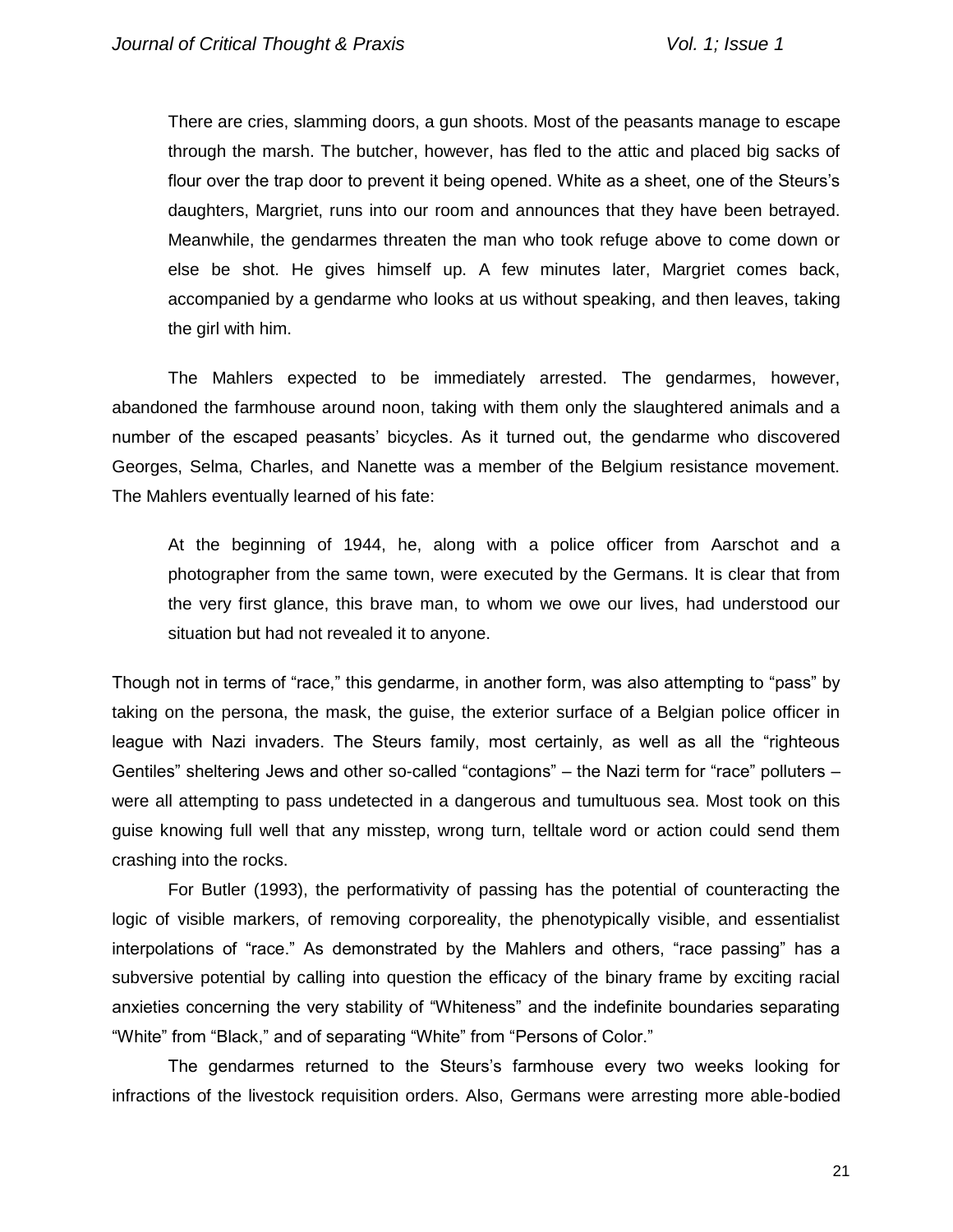> There are cries, slamming doors, a gun shoots. Most of the peasants manage to escape through the marsh. The butcher, however, has fled to the attic and placed big sacks of flour over the trap door to prevent it being opened. White as a sheet, one of the Steurs's daughters, Margriet, runs into our room and announces that they have been betrayed. Meanwhile, the gendarmes threaten the man who took refuge above to come down or else be shot. He gives himself up. A few minutes later, Margriet comes back, accompanied by a gendarme who looks at us without speaking, and then leaves, taking the girl with him.

The Mahlers expected to be immediately arrested. The gendarmes, however, abandoned the farmhouse around noon, taking with them only the slaughtered animals and a number of the escaped peasants' bicycles. As it turned out, the gendarme who discovered Georges, Selma, Charles, and Nanette was a member of the Belgium resistance movement. The Mahlers eventually learned of his fate:

> At the beginning of 1944, he, along with a police officer from Aarschot and a photographer from the same town, were executed by the Germans. It is clear that from the very first glance, this brave man, to whom we owe our lives, had understood our situation but had not revealed it to anyone.

Though not in terms of "race," this gendarme, in another form, was also attempting to "pass" by taking on the persona, the mask, the guise, the exterior surface of a Belgian police officer in league with Nazi invaders. The Steurs family, most certainly, as well as all the "righteous Gentiles" sheltering Jews and other so-called "contagions" – the Nazi term for "race" polluters – were all attempting to pass undetected in a dangerous and tumultuous sea. Most took on this guise knowing full well that any misstep, wrong turn, telltale word or action could send them crashing into the rocks.

For Butler (1993), the performativity of passing has the potential of counteracting the logic of visible markers, of removing corporeality, the phenotypically visible, and essentialist interpolations of "race." As demonstrated by the Mahlers and others, "race passing" has a subversive potential by calling into question the efficacy of the binary frame by exciting racial anxieties concerning the very stability of "Whiteness" and the indefinite boundaries separating "White" from "Black," and of separating "White" from "Persons of Color."

The gendarmes returned to the Steurs's farmhouse every two weeks looking for infractions of the livestock requisition orders. Also, Germans were arresting more able-bodied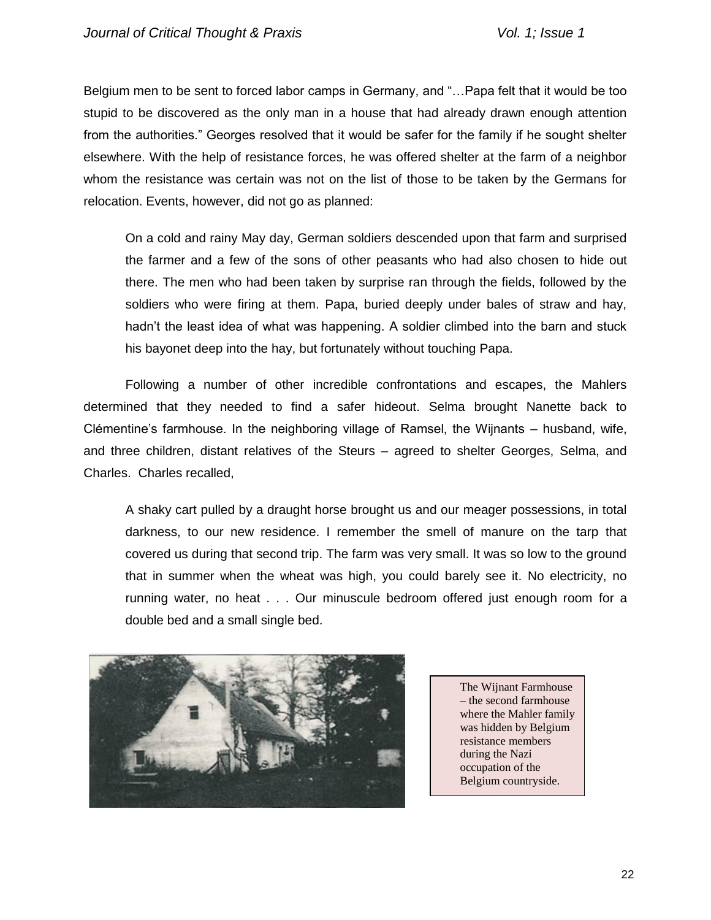Belgium men to be sent to forced labor camps in Germany, and "…Papa felt that it would be too stupid to be discovered as the only man in a house that had already drawn enough attention from the authorities." Georges resolved that it would be safer for the family if he sought shelter elsewhere. With the help of resistance forces, he was offered shelter at the farm of a neighbor whom the resistance was certain was not on the list of those to be taken by the Germans for relocation. Events, however, did not go as planned:

> On a cold and rainy May day, German soldiers descended upon that farm and surprised the farmer and a few of the sons of other peasants who had also chosen to hide out there. The men who had been taken by surprise ran through the fields, followed by the soldiers who were firing at them. Papa, buried deeply under bales of straw and hay, hadn't the least idea of what was happening. A soldier climbed into the barn and stuck his bayonet deep into the hay, but fortunately without touching Papa.

Following a number of other incredible confrontations and escapes, the Mahlers determined that they needed to find a safer hideout. Selma brought Nanette back to Clémentine's farmhouse. In the neighboring village of Ramsel, the Wijnants – husband, wife, and three children, distant relatives of the Steurs – agreed to shelter Georges, Selma, and Charles. Charles recalled,

> A shaky cart pulled by a draught horse brought us and our meager possessions, in total darkness, to our new residence. I remember the smell of manure on the tarp that covered us during that second trip. The farm was very small. It was so low to the ground that in summer when the wheat was high, you could barely see it. No electricity, no running water, no heat . . . Our minuscule bedroom offered just enough room for a double bed and a small single bed.

The Wijnant Farmhouse – the second farmhouse where the Mahler family was hidden by Belgium resistance members during the Nazi occupation of the Belgium countryside.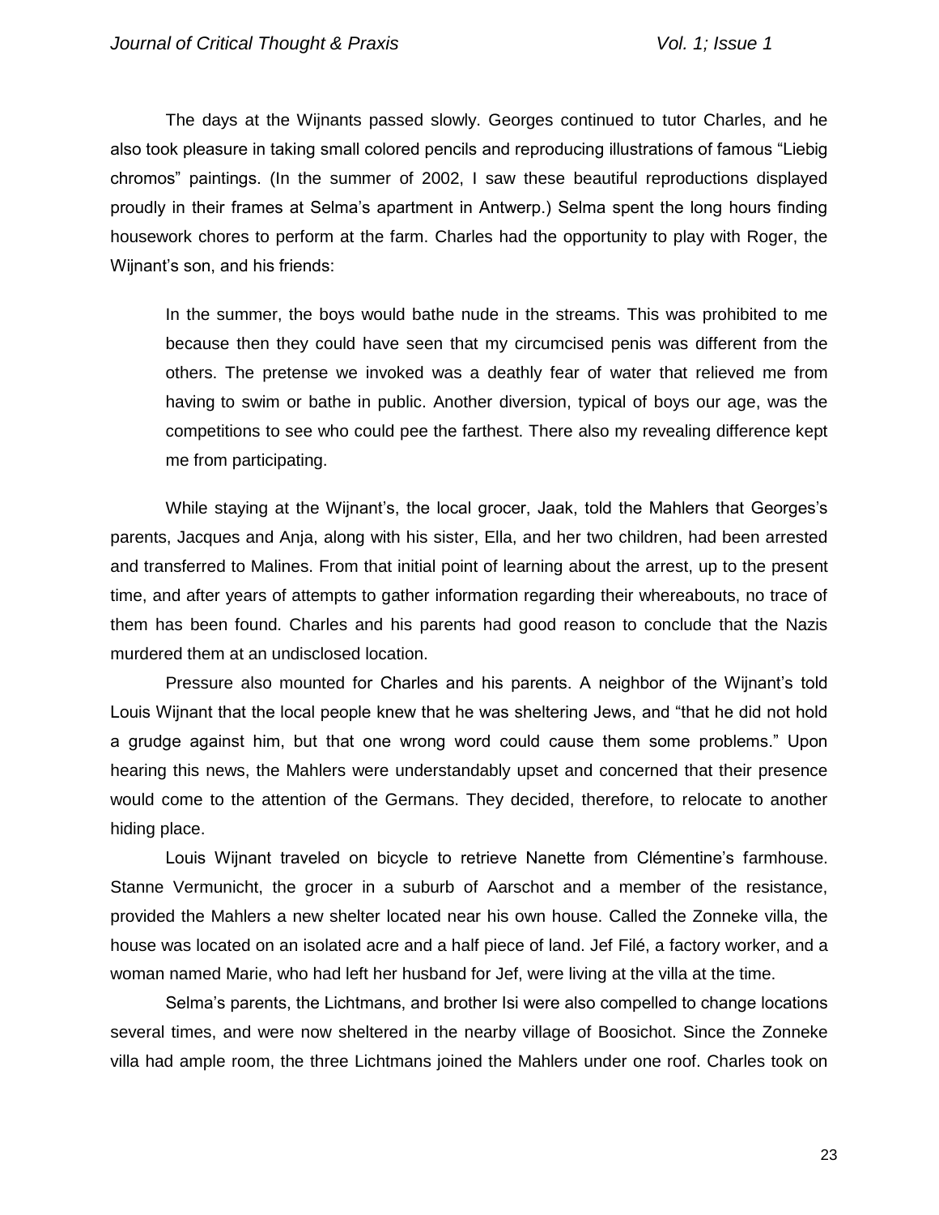The days at the Wijnants passed slowly. Georges continued to tutor Charles, and he also took pleasure in taking small colored pencils and reproducing illustrations of famous "Liebig chromos" paintings. (In the summer of 2002, I saw these beautiful reproductions displayed proudly in their frames at Selma's apartment in Antwerp.) Selma spent the long hours finding housework chores to perform at the farm. Charles had the opportunity to play with Roger, the Wijnant's son, and his friends:

> In the summer, the boys would bathe nude in the streams. This was prohibited to me because then they could have seen that my circumcised penis was different from the others. The pretense we invoked was a deathly fear of water that relieved me from having to swim or bathe in public. Another diversion, typical of boys our age, was the competitions to see who could pee the farthest. There also my revealing difference kept me from participating.

While staying at the Wijnant's, the local grocer, Jaak, told the Mahlers that Georges's parents, Jacques and Anja, along with his sister, Ella, and her two children, had been arrested and transferred to Malines. From that initial point of learning about the arrest, up to the present time, and after years of attempts to gather information regarding their whereabouts, no trace of them has been found. Charles and his parents had good reason to conclude that the Nazis murdered them at an undisclosed location.

Pressure also mounted for Charles and his parents. A neighbor of the Wijnant's told Louis Wijnant that the local people knew that he was sheltering Jews, and "that he did not hold a grudge against him, but that one wrong word could cause them some problems." Upon hearing this news, the Mahlers were understandably upset and concerned that their presence would come to the attention of the Germans. They decided, therefore, to relocate to another hiding place.

Louis Wijnant traveled on bicycle to retrieve Nanette from Clémentine's farmhouse. Stanne Vermunicht, the grocer in a suburb of Aarschot and a member of the resistance, provided the Mahlers a new shelter located near his own house. Called the Zonneke villa, the house was located on an isolated acre and a half piece of land. Jef Filé, a factory worker, and a woman named Marie, who had left her husband for Jef, were living at the villa at the time.

Selma's parents, the Lichtmans, and brother Isi were also compelled to change locations several times, and were now sheltered in the nearby village of Boosichot. Since the Zonneke villa had ample room, the three Lichtmans joined the Mahlers under one roof. Charles took on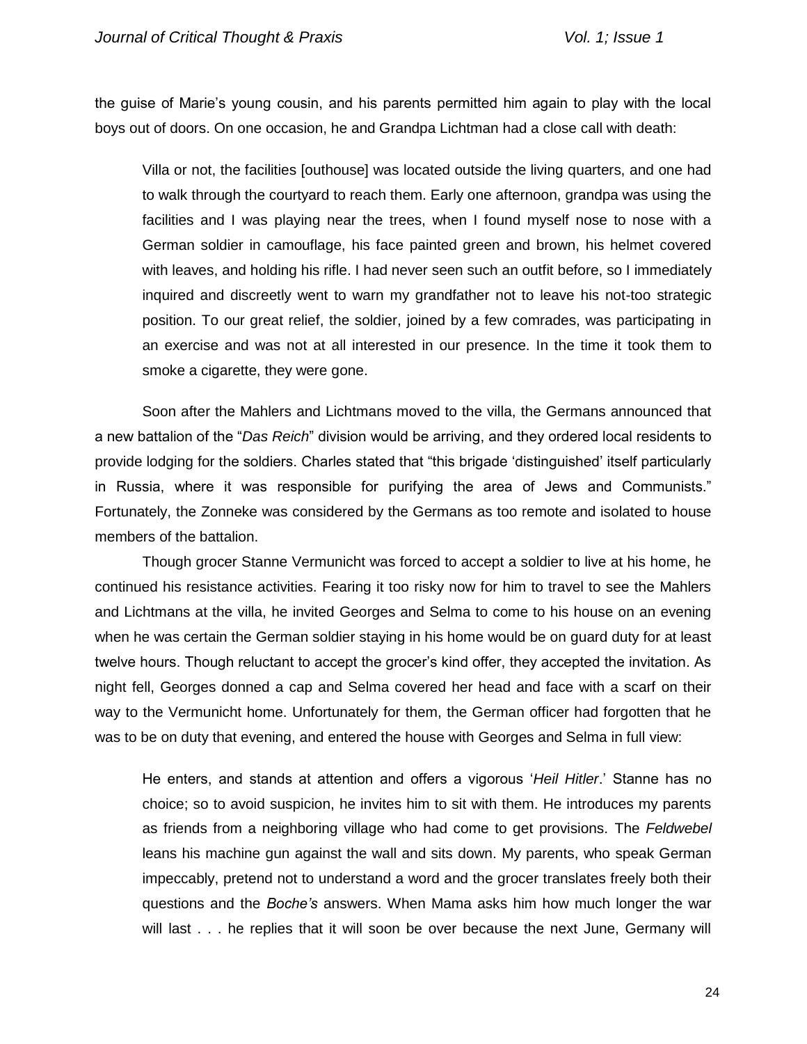the guise of Marie's young cousin, and his parents permitted him again to play with the local boys out of doors. On one occasion, he and Grandpa Lichtman had a close call with death:

> Villa or not, the facilities [outhouse] was located outside the living quarters, and one had to walk through the courtyard to reach them. Early one afternoon, grandpa was using the facilities and I was playing near the trees, when I found myself nose to nose with a German soldier in camouflage, his face painted green and brown, his helmet covered with leaves, and holding his rifle. I had never seen such an outfit before, so I immediately inquired and discreetly went to warn my grandfather not to leave his not-too strategic position. To our great relief, the soldier, joined by a few comrades, was participating in an exercise and was not at all interested in our presence. In the time it took them to smoke a cigarette, they were gone.

Soon after the Mahlers and Lichtmans moved to the villa, the Germans announced that a new battalion of the "*Das Reich*" division would be arriving, and they ordered local residents to provide lodging for the soldiers. Charles stated that "this brigade 'distinguished' itself particularly in Russia, where it was responsible for purifying the area of Jews and Communists." Fortunately, the Zonneke was considered by the Germans as too remote and isolated to house members of the battalion.

Though grocer Stanne Vermunicht was forced to accept a soldier to live at his home, he continued his resistance activities. Fearing it too risky now for him to travel to see the Mahlers and Lichtmans at the villa, he invited Georges and Selma to come to his house on an evening when he was certain the German soldier staying in his home would be on guard duty for at least twelve hours. Though reluctant to accept the grocer's kind offer, they accepted the invitation. As night fell, Georges donned a cap and Selma covered her head and face with a scarf on their way to the Vermunicht home. Unfortunately for them, the German officer had forgotten that he was to be on duty that evening, and entered the house with Georges and Selma in full view:

> He enters, and stands at attention and offers a vigorous '*Heil Hitler*.' Stanne has no choice; so to avoid suspicion, he invites him to sit with them. He introduces my parents as friends from a neighboring village who had come to get provisions. The *Feldwebel* leans his machine gun against the wall and sits down. My parents, who speak German impeccably, pretend not to understand a word and the grocer translates freely both their questions and the *Boche's* answers. When Mama asks him how much longer the war will last . . . he replies that it will soon be over because the next June, Germany will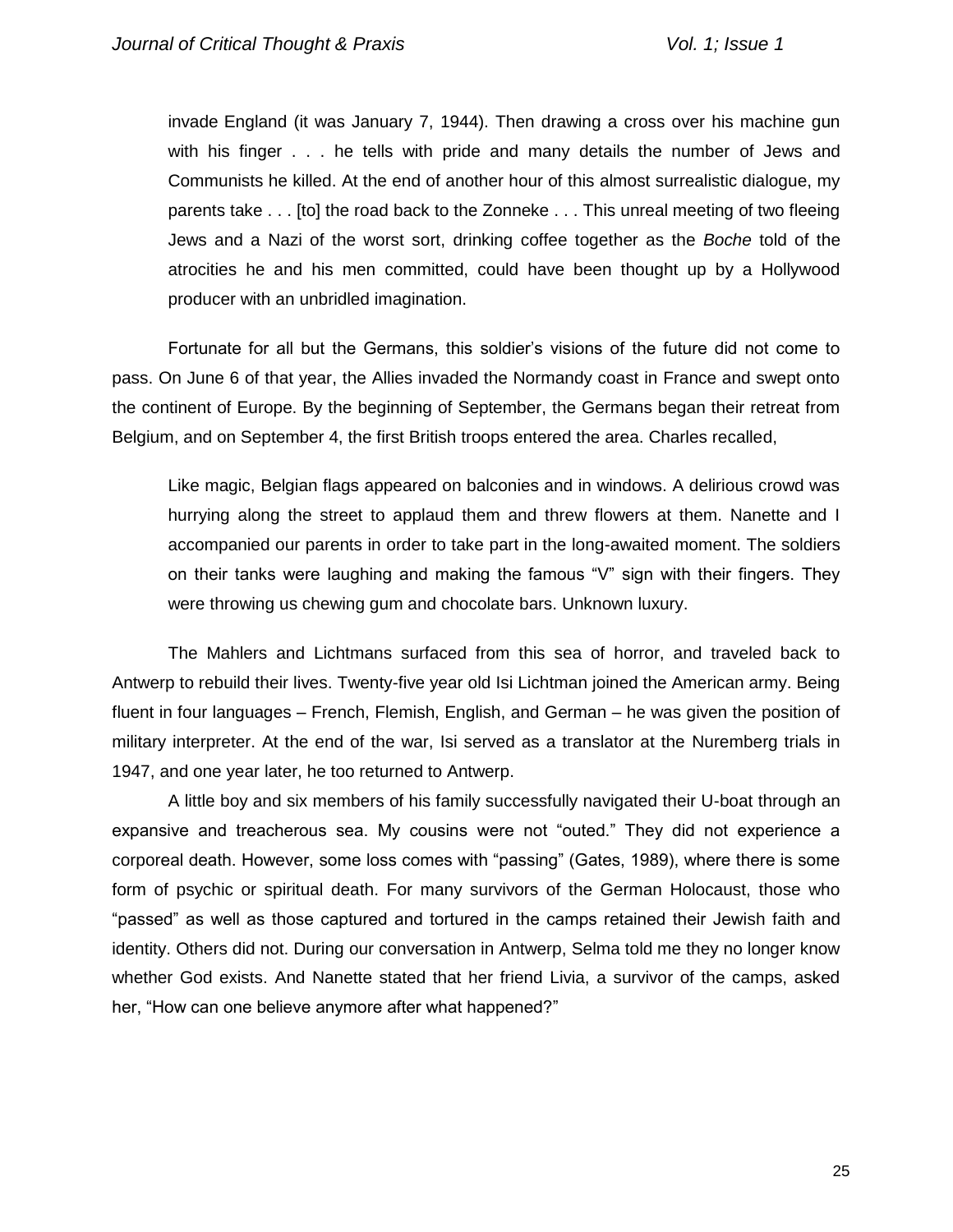> invade England (it was January 7, 1944). Then drawing a cross over his machine gun with his finger . . . he tells with pride and many details the number of Jews and Communists he killed. At the end of another hour of this almost surrealistic dialogue, my parents take . . . [to] the road back to the Zonneke . . . This unreal meeting of two fleeing Jews and a Nazi of the worst sort, drinking coffee together as the *Boche* told of the atrocities he and his men committed, could have been thought up by a Hollywood producer with an unbridled imagination.

Fortunate for all but the Germans, this soldier's visions of the future did not come to pass. On June 6 of that year, the Allies invaded the Normandy coast in France and swept onto the continent of Europe. By the beginning of September, the Germans began their retreat from Belgium, and on September 4, the first British troops entered the area. Charles recalled,

> Like magic, Belgian flags appeared on balconies and in windows. A delirious crowd was hurrying along the street to applaud them and threw flowers at them. Nanette and I accompanied our parents in order to take part in the long-awaited moment. The soldiers on their tanks were laughing and making the famous "V" sign with their fingers. They were throwing us chewing gum and chocolate bars. Unknown luxury.

The Mahlers and Lichtmans surfaced from this sea of horror, and traveled back to Antwerp to rebuild their lives. Twenty-five year old Isi Lichtman joined the American army. Being fluent in four languages – French, Flemish, English, and German – he was given the position of military interpreter. At the end of the war, Isi served as a translator at the Nuremberg trials in 1947, and one year later, he too returned to Antwerp.

A little boy and six members of his family successfully navigated their U-boat through an expansive and treacherous sea. My cousins were not "outed." They did not experience a corporeal death. However, some loss comes with "passing" (Gates, 1989), where there is some form of psychic or spiritual death. For many survivors of the German Holocaust, those who "passed" as well as those captured and tortured in the camps retained their Jewish faith and identity. Others did not. During our conversation in Antwerp, Selma told me they no longer know whether God exists. And Nanette stated that her friend Livia, a survivor of the camps, asked her, "How can one believe anymore after what happened?"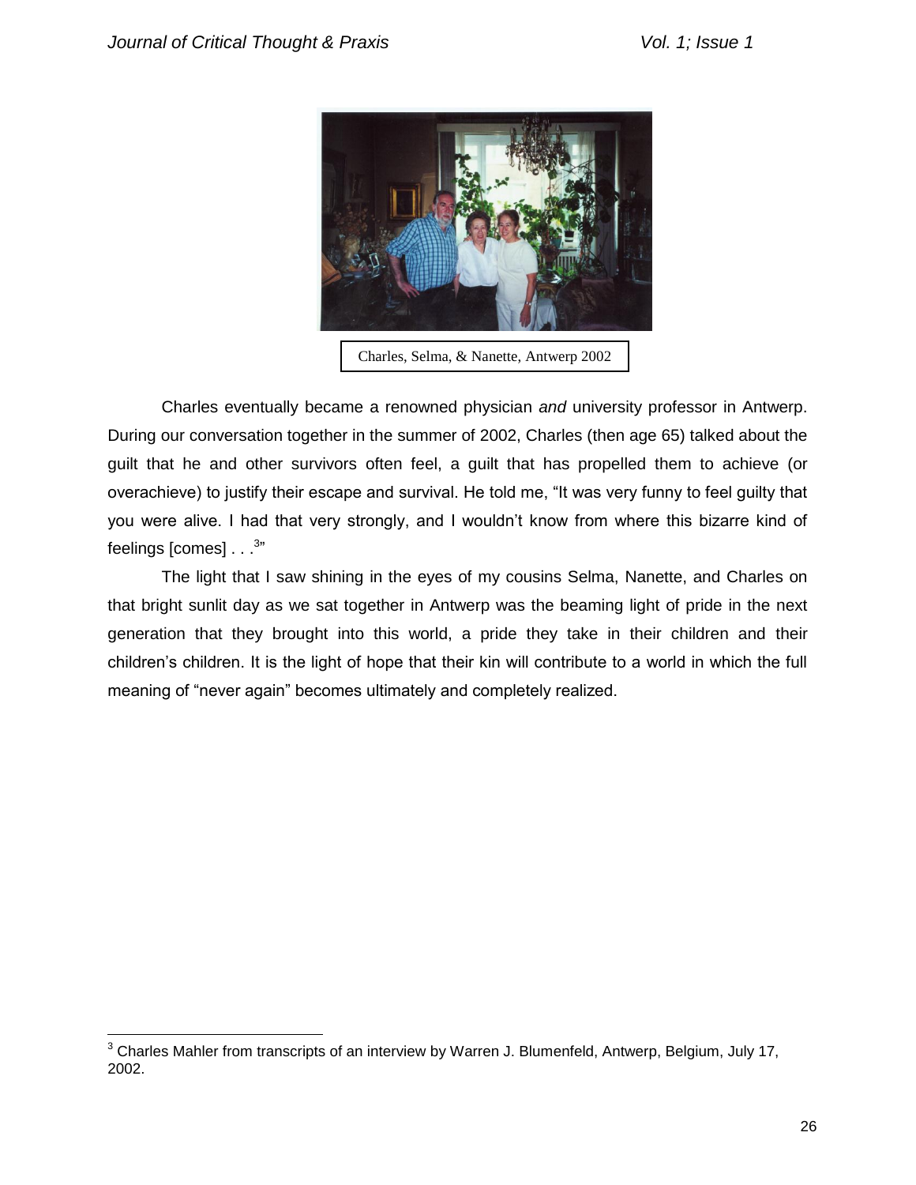Charles, Selma, & Nanette, Antwerp 2002

Charles eventually became a renowned physician *and* university professor in Antwerp. During our conversation together in the summer of 2002, Charles (then age 65) talked about the guilt that he and other survivors often feel, a guilt that has propelled them to achieve (or overachieve) to justify their escape and survival. He told me, "It was very funny to feel guilty that you were alive. I had that very strongly, and I wouldn't know from where this bizarre kind of feelings [comes] . . .[3]"

The light that I saw shining in the eyes of my cousins Selma, Nanette, and Charles on that bright sunlit day as we sat together in Antwerp was the beaming light of pride in the next generation that they brought into this world, a pride they take in their children and their children's children. It is the light of hope that their kin will contribute to a world in which the full meaning of "never again" becomes ultimately and completely realized.

[3] Charles Mahler from transcripts of an interview by Warren J. Blumenfeld, Antwerp, Belgium, July 17, 2002.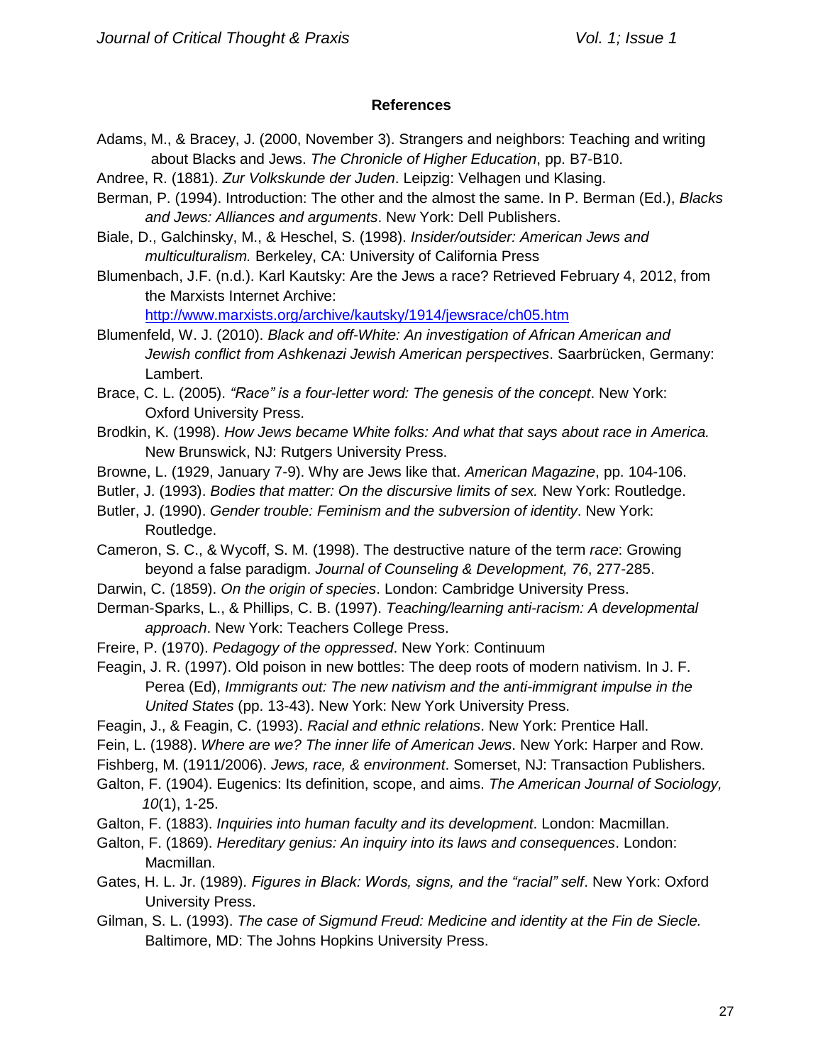### References

Adams, M., & Bracey, J. (2000, November 3). Strangers and neighbors: Teaching and writing about Blacks and Jews. *The Chronicle of Higher Education*, pp. B7-B10.

Andree, R. (1881). *Zur Volkskunde der Juden*. Leipzig: Velhagen und Klasing.

Berman, P. (1994). Introduction: The other and the almost the same. In P. Berman (Ed.), *Blacks and Jews: Alliances and arguments*. New York: Dell Publishers.

Biale, D., Galchinsky, M., & Heschel, S. (1998). *Insider/outsider: American Jews and multiculturalism.* Berkeley, CA: University of California Press

Blumenbach, J.F. (n.d.). Karl Kautsky: Are the Jews a race? Retrieved February 4, 2012, from the Marxists Internet Archive: http://www.marxists.org/archive/kautsky/1914/jewsrace/ch05.htm

Blumenfeld, W. J. (2010). *Black and off-White: An investigation of African American and Jewish conflict from Ashkenazi Jewish American perspectives*. Saarbrücken, Germany: Lambert.

Brace, C. L. (2005). *"Race" is a four-letter word: The genesis of the concept*. New York: Oxford University Press.

Brodkin, K. (1998). *How Jews became White folks: And what that says about race in America.* New Brunswick, NJ: Rutgers University Press.

Browne, L. (1929, January 7-9). Why are Jews like that. *American Magazine*, pp. 104-106.

Butler, J. (1993). *Bodies that matter: On the discursive limits of sex.* New York: Routledge.

Butler, J. (1990). *Gender trouble: Feminism and the subversion of identity*. New York: Routledge.

Cameron, S. C., & Wycoff, S. M. (1998). The destructive nature of the term *race*: Growing beyond a false paradigm. *Journal of Counseling & Development, 76*, 277-285.

Darwin, C. (1859). *On the origin of species*. London: Cambridge University Press.

Derman-Sparks, L., & Phillips, C. B. (1997). *Teaching/learning anti-racism: A developmental approach*. New York: Teachers College Press.

Freire, P. (1970). *Pedagogy of the oppressed*. New York: Continuum

Feagin, J. R. (1997). Old poison in new bottles: The deep roots of modern nativism. In J. F. Perea (Ed), *Immigrants out: The new nativism and the anti-immigrant impulse in the United States* (pp. 13-43). New York: New York University Press.

Feagin, J., & Feagin, C. (1993). *Racial and ethnic relations*. New York: Prentice Hall.

Fein, L. (1988). *Where are we? The inner life of American Jews*. New York: Harper and Row.

Fishberg, M. (1911/2006). *Jews, race, & environment*. Somerset, NJ: Transaction Publishers.

Galton, F. (1904). Eugenics: Its definition, scope, and aims. *The American Journal of Sociology, 10*(1), 1-25.

Galton, F. (1883). *Inquiries into human faculty and its development*. London: Macmillan.

Galton, F. (1869). *Hereditary genius: An inquiry into its laws and consequences*. London: Macmillan.

Gates, H. L. Jr. (1989). *Figures in Black: Words, signs, and the "racial" self*. New York: Oxford University Press.

Gilman, S. L. (1993). *The case of Sigmund Freud: Medicine and identity at the Fin de Siecle.* Baltimore, MD: The Johns Hopkins University Press.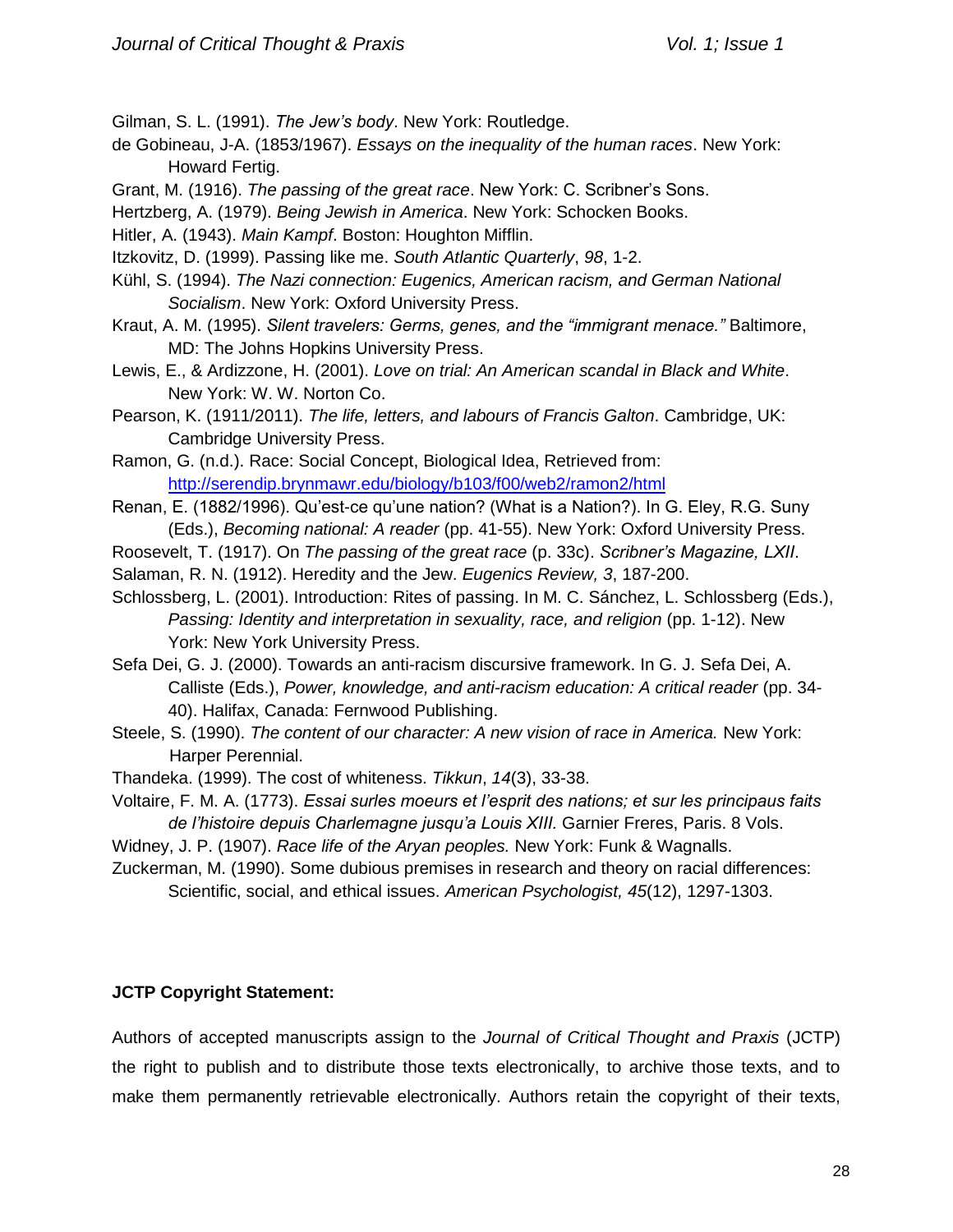Gilman, S. L. (1991). *The Jew's body*. New York: Routledge.

de Gobineau, J-A. (1853/1967). *Essays on the inequality of the human races*. New York: Howard Fertig.

Grant, M. (1916). *The passing of the great race*. New York: C. Scribner's Sons.

Hertzberg, A. (1979). *Being Jewish in America*. New York: Schocken Books.

Hitler, A. (1943). *Main Kampf*. Boston: Houghton Mifflin.

Itzkovitz, D. (1999). Passing like me. *South Atlantic Quarterly*, *98*, 1-2.

Kühl, S. (1994). *The Nazi connection: Eugenics, American racism, and German National Socialism*. New York: Oxford University Press.

Kraut, A. M. (1995). *Silent travelers: Germs, genes, and the "immigrant menace."* Baltimore, MD: The Johns Hopkins University Press.

Lewis, E., & Ardizzone, H. (2001). *Love on trial: An American scandal in Black and White*. New York: W. W. Norton Co.

Pearson, K. (1911/2011). *The life, letters, and labours of Francis Galton*. Cambridge, UK: Cambridge University Press.

Ramon, G. (n.d.). Race: Social Concept, Biological Idea, Retrieved from: http://serendip.brynmawr.edu/biology/b103/f00/web2/ramon2/html

Renan, E. (1882/1996). Qu'est-ce qu'une nation? (What is a Nation?). In G. Eley, R.G. Suny (Eds.), *Becoming national: A reader* (pp. 41-55). New York: Oxford University Press.

Roosevelt, T. (1917). On *The passing of the great race* (p. 33c). *Scribner's Magazine, LXII*.

Salaman, R. N. (1912). Heredity and the Jew. *Eugenics Review, 3*, 187-200.

Schlossberg, L. (2001). Introduction: Rites of passing. In M. C. Sánchez, L. Schlossberg (Eds.), *Passing: Identity and interpretation in sexuality, race, and religion* (pp. 1-12). New York: New York University Press.

Sefa Dei, G. J. (2000). Towards an anti-racism discursive framework. In G. J. Sefa Dei, A. Calliste (Eds.), *Power, knowledge, and anti-racism education: A critical reader* (pp. 34-40). Halifax, Canada: Fernwood Publishing.

Steele, S. (1990). *The content of our character: A new vision of race in America.* New York: Harper Perennial.

Thandeka. (1999). The cost of whiteness. *Tikkun*, *14*(3), 33-38.

Voltaire, F. M. A. (1773). *Essai surles moeurs et l'esprit des nations; et sur les principaus faits de l'histoire depuis Charlemagne jusqu'a Louis XIII.* Garnier Freres, Paris. 8 Vols.

Widney, J. P. (1907). *Race life of the Aryan peoples.* New York: Funk & Wagnalls.

Zuckerman, M. (1990). Some dubious premises in research and theory on racial differences: Scientific, social, and ethical issues. *American Psychologist, 45*(12), 1297-1303.

**JCTP Copyright Statement:**

Authors of accepted manuscripts assign to the *Journal of Critical Thought and Praxis* (JCTP) the right to publish and to distribute those texts electronically, to archive those texts, and to make them permanently retrievable electronically. Authors retain the copyright of their texts,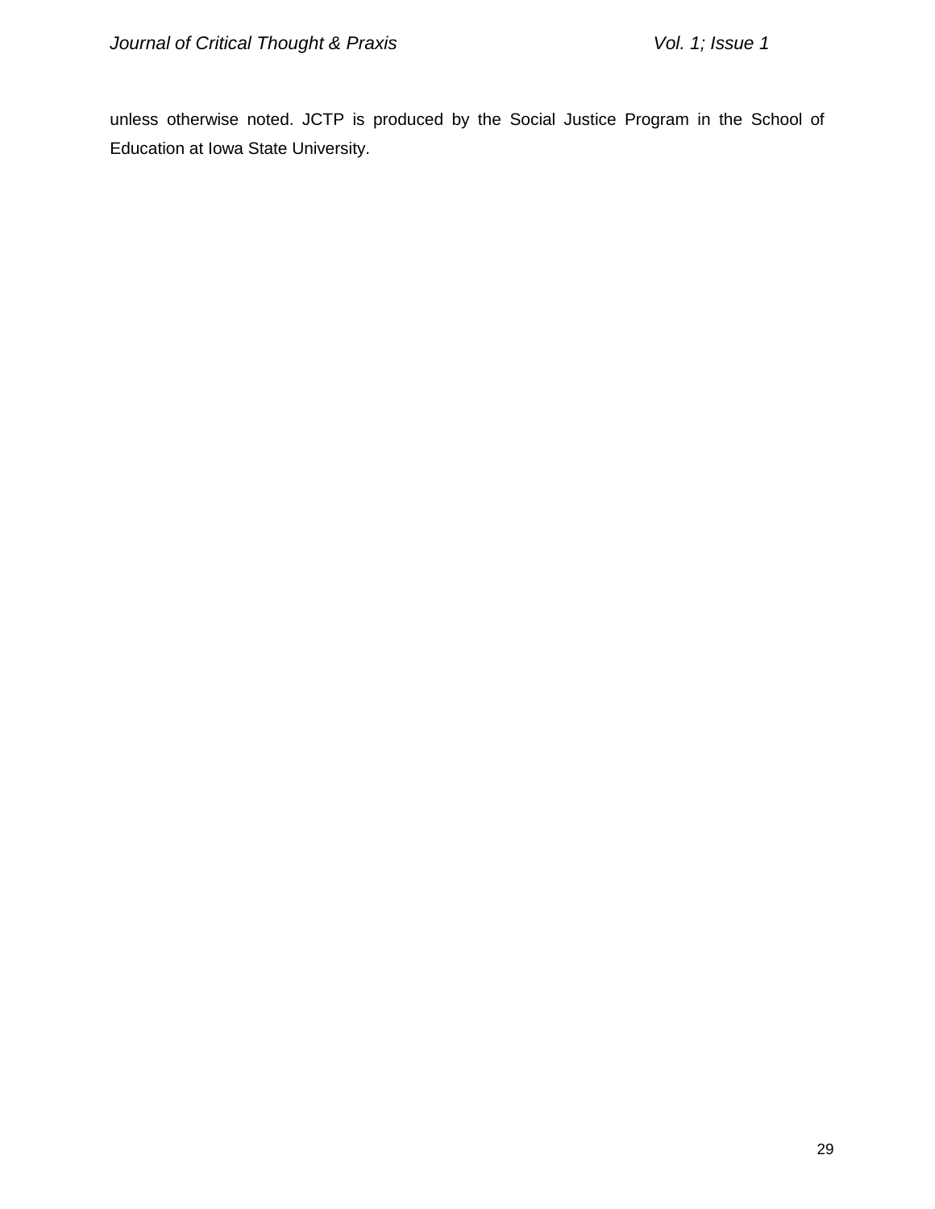unless otherwise noted. JCTP is produced by the Social Justice Program in the School of Education at Iowa State University.